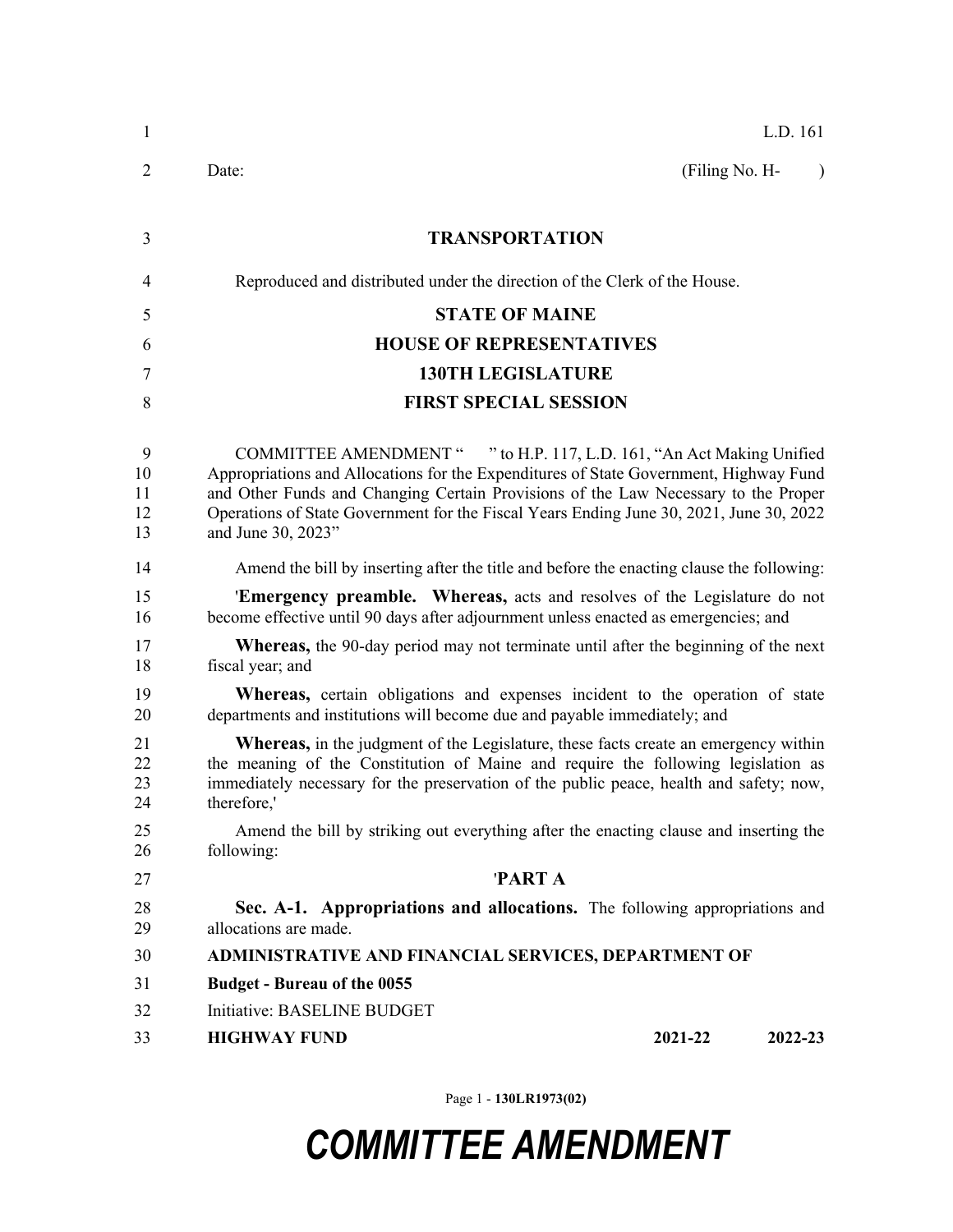L.D. 161

Date: (Filing No. H- )

**TRANSPORTATION**

Reproduced and distributed under the direction of the Clerk of the House.

**STATE OF MAINE**

**HOUSE OF REPRESENTATIVES**

**130TH LEGISLATURE**

**FIRST SPECIAL SESSION**

COMMITTEE AMENDMENT " " to H.P. 117, L.D. 161, "An Act Making Unified Appropriations and Allocations for the Expenditures of State Government, Highway Fund and Other Funds and Changing Certain Provisions of the Law Necessary to the Proper Operations of State Government for the Fiscal Years Ending June 30, 2021, June 30, 2022 and June 30, 2023"

Amend the bill by inserting after the title and before the enacting clause the following:

'**Emergency preamble. Whereas,** acts and resolves of the Legislature do not become effective until 90 days after adjournment unless enacted as emergencies; and

**Whereas,** the 90-day period may not terminate until after the beginning of the next fiscal year; and

**Whereas,** certain obligations and expenses incident to the operation of state departments and institutions will become due and payable immediately; and

**Whereas,** in the judgment of the Legislature, these facts create an emergency within the meaning of the Constitution of Maine and require the following legislation as immediately necessary for the preservation of the public peace, health and safety; now, therefore,'

Amend the bill by striking out everything after the enacting clause and inserting the following:

'**PART A**

**Sec. A-1. Appropriations and allocations.** The following appropriations and allocations are made.

**ADMINISTRATIVE AND FINANCIAL SERVICES, DEPARTMENT OF**

**Budget - Bureau of the 0055**

Initiative: BASELINE BUDGET

| **HIGHWAY FUND** | **2021-22** | **2022-23** |
|---|---|---|

**COMMITTEE AMENDMENT**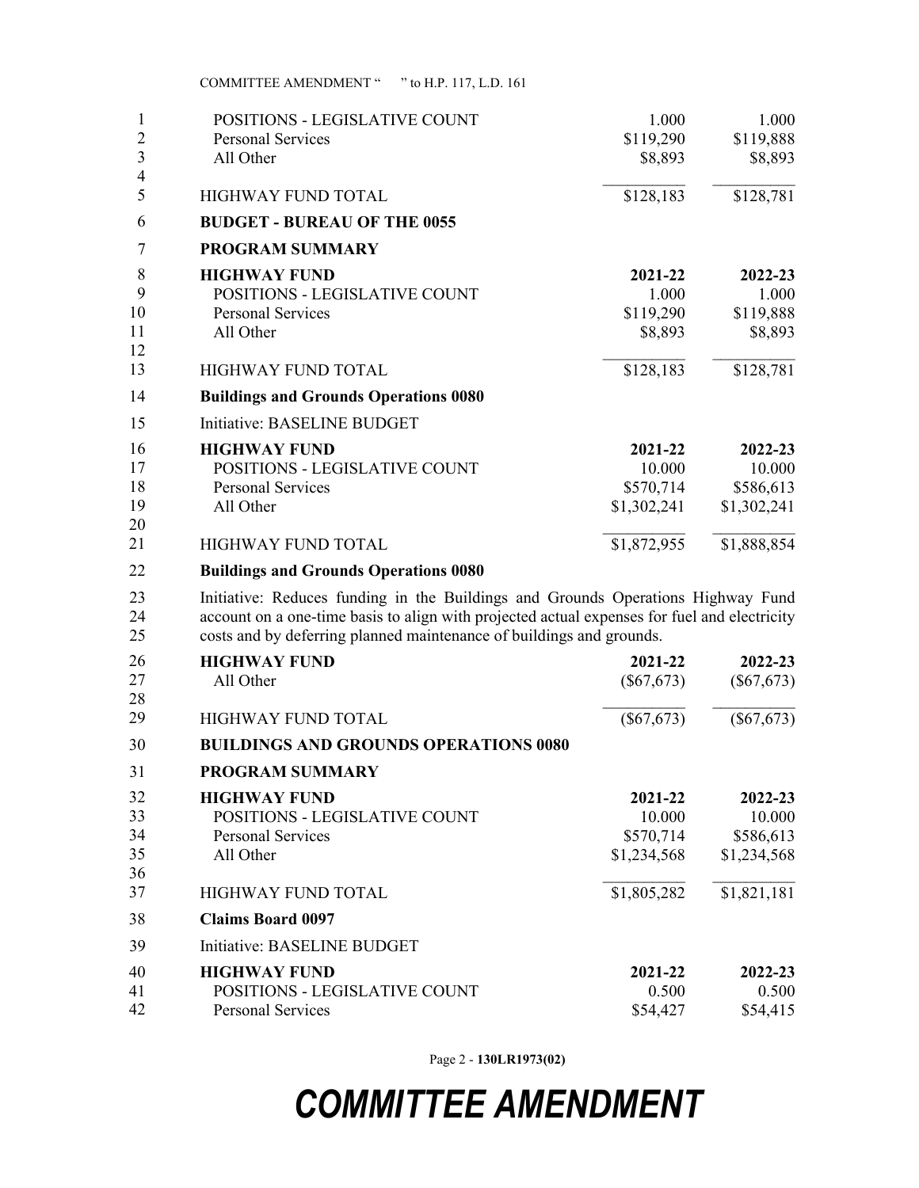| | | |
|---|---|---|
| POSITIONS - LEGISLATIVE COUNT | 1.000 | 1.000 |
| Personal Services | $119,290 | $119,888 |
| All Other | $8,893 | $8,893 |
| HIGHWAY FUND TOTAL | $128,183 | $128,781 |

**BUDGET - BUREAU OF THE 0055**

**PROGRAM SUMMARY**

| **HIGHWAY FUND** | **2021-22** | **2022-23** |
|---|---|---|
| POSITIONS - LEGISLATIVE COUNT | 1.000 | 1.000 |
| Personal Services | $119,290 | $119,888 |
| All Other | $8,893 | $8,893 |
| HIGHWAY FUND TOTAL | $128,183 | $128,781 |

**Buildings and Grounds Operations 0080**

Initiative: BASELINE BUDGET

| **HIGHWAY FUND** | **2021-22** | **2022-23** |
|---|---|---|
| POSITIONS - LEGISLATIVE COUNT | 10.000 | 10.000 |
| Personal Services | $570,714 | $586,613 |
| All Other | $1,302,241 | $1,302,241 |
| HIGHWAY FUND TOTAL | $1,872,955 | $1,888,854 |

**Buildings and Grounds Operations 0080**

Initiative: Reduces funding in the Buildings and Grounds Operations Highway Fund account on a one-time basis to align with projected actual expenses for fuel and electricity costs and by deferring planned maintenance of buildings and grounds.

| **HIGHWAY FUND** | **2021-22** | **2022-23** |
|---|---|---|
| All Other | ($67,673) | ($67,673) |
| HIGHWAY FUND TOTAL | ($67,673) | ($67,673) |

**BUILDINGS AND GROUNDS OPERATIONS 0080**

**PROGRAM SUMMARY**

| **HIGHWAY FUND** | **2021-22** | **2022-23** |
|---|---|---|
| POSITIONS - LEGISLATIVE COUNT | 10.000 | 10.000 |
| Personal Services | $570,714 | $586,613 |
| All Other | $1,234,568 | $1,234,568 |
| HIGHWAY FUND TOTAL | $1,805,282 | $1,821,181 |

**Claims Board 0097**

Initiative: BASELINE BUDGET

| **HIGHWAY FUND** | **2021-22** | **2022-23** |
|---|---|---|
| POSITIONS - LEGISLATIVE COUNT | 0.500 | 0.500 |
| Personal Services | $54,427 | $54,415 |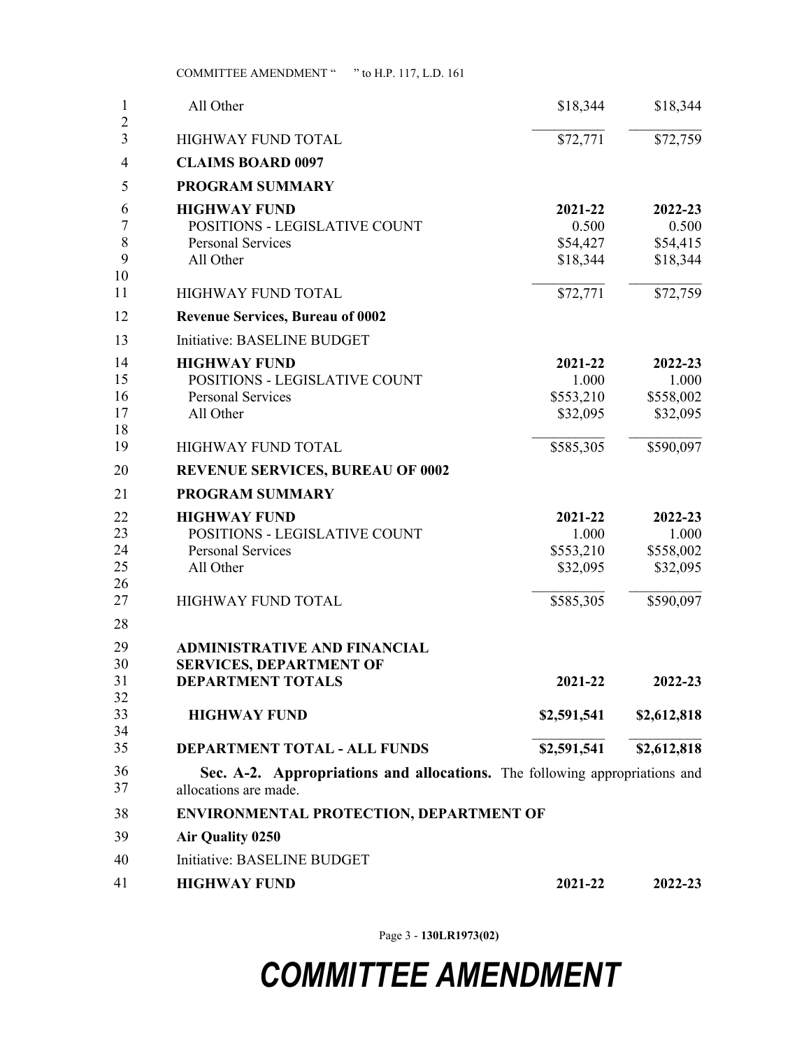| | | |
|---|---|---|
| All Other | $18,344 | $18,344 |
| HIGHWAY FUND TOTAL | $72,771 | $72,759 |

**CLAIMS BOARD 0097**

**PROGRAM SUMMARY**

| **HIGHWAY FUND** | **2021-22** | **2022-23** |
|---|---|---|
| POSITIONS - LEGISLATIVE COUNT | 0.500 | 0.500 |
| Personal Services | $54,427 | $54,415 |
| All Other | $18,344 | $18,344 |
| HIGHWAY FUND TOTAL | $72,771 | $72,759 |

**Revenue Services, Bureau of 0002**

Initiative: BASELINE BUDGET

| **HIGHWAY FUND** | **2021-22** | **2022-23** |
|---|---|---|
| POSITIONS - LEGISLATIVE COUNT | 1.000 | 1.000 |
| Personal Services | $553,210 | $558,002 |
| All Other | $32,095 | $32,095 |
| HIGHWAY FUND TOTAL | $585,305 | $590,097 |

**REVENUE SERVICES, BUREAU OF 0002**

**PROGRAM SUMMARY**

| **HIGHWAY FUND** | **2021-22** | **2022-23** |
|---|---|---|
| POSITIONS - LEGISLATIVE COUNT | 1.000 | 1.000 |
| Personal Services | $553,210 | $558,002 |
| All Other | $32,095 | $32,095 |
| HIGHWAY FUND TOTAL | $585,305 | $590,097 |

| **ADMINISTRATIVE AND FINANCIAL SERVICES, DEPARTMENT OF DEPARTMENT TOTALS** | **2021-22** | **2022-23** |
|---|---|---|
| **HIGHWAY FUND** | **$2,591,541** | **$2,612,818** |
| **DEPARTMENT TOTAL - ALL FUNDS** | **$2,591,541** | **$2,612,818** |

**Sec. A-2. Appropriations and allocations.** The following appropriations and allocations are made.

**ENVIRONMENTAL PROTECTION, DEPARTMENT OF**

**Air Quality 0250**

Initiative: BASELINE BUDGET

| **HIGHWAY FUND** | **2021-22** | **2022-23** |
|---|---|---|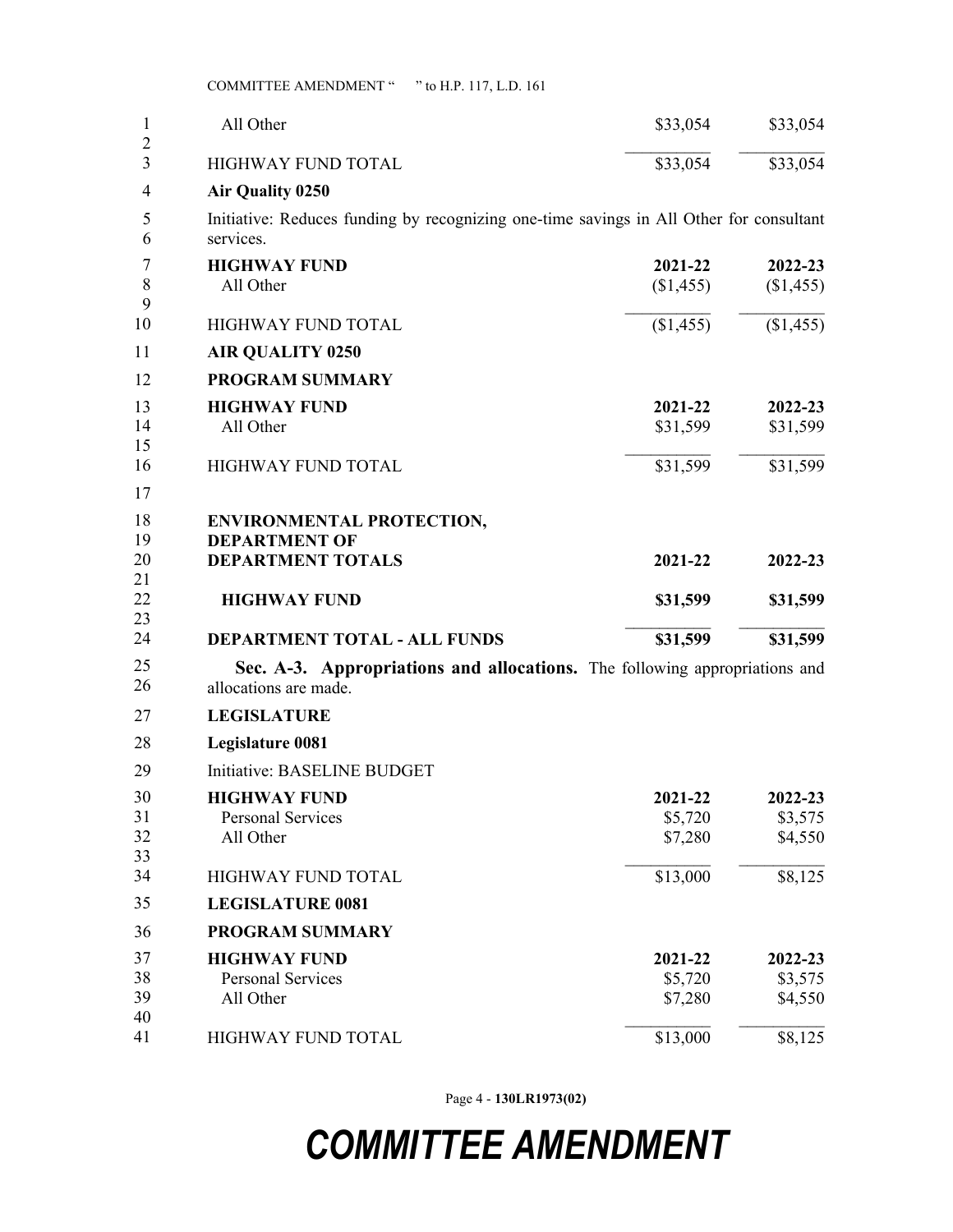| | | |
|---|---|---|
| All Other | $33,054 | $33,054 |
| HIGHWAY FUND TOTAL | $33,054 | $33,054 |

**Air Quality 0250**

Initiative: Reduces funding by recognizing one-time savings in All Other for consultant services.

| **HIGHWAY FUND** | **2021-22** | **2022-23** |
|---|---|---|
| All Other | ($1,455) | ($1,455) |
| HIGHWAY FUND TOTAL | ($1,455) | ($1,455) |

**AIR QUALITY 0250**

**PROGRAM SUMMARY**

| **HIGHWAY FUND** | **2021-22** | **2022-23** |
|---|---|---|
| All Other | $31,599 | $31,599 |
| HIGHWAY FUND TOTAL | $31,599 | $31,599 |

| **ENVIRONMENTAL PROTECTION, DEPARTMENT OF DEPARTMENT TOTALS** | **2021-22** | **2022-23** |
|---|---|---|
| **HIGHWAY FUND** | **$31,599** | **$31,599** |
| **DEPARTMENT TOTAL - ALL FUNDS** | **$31,599** | **$31,599** |

**Sec. A-3. Appropriations and allocations.** The following appropriations and allocations are made.

**LEGISLATURE**

**Legislature 0081**

Initiative: BASELINE BUDGET

| **HIGHWAY FUND** | **2021-22** | **2022-23** |
|---|---|---|
| Personal Services | $5,720 | $3,575 |
| All Other | $7,280 | $4,550 |
| HIGHWAY FUND TOTAL | $13,000 | $8,125 |

**LEGISLATURE 0081**

**PROGRAM SUMMARY**

| **HIGHWAY FUND** | **2021-22** | **2022-23** |
|---|---|---|
| Personal Services | $5,720 | $3,575 |
| All Other | $7,280 | $4,550 |
| HIGHWAY FUND TOTAL | $13,000 | $8,125 |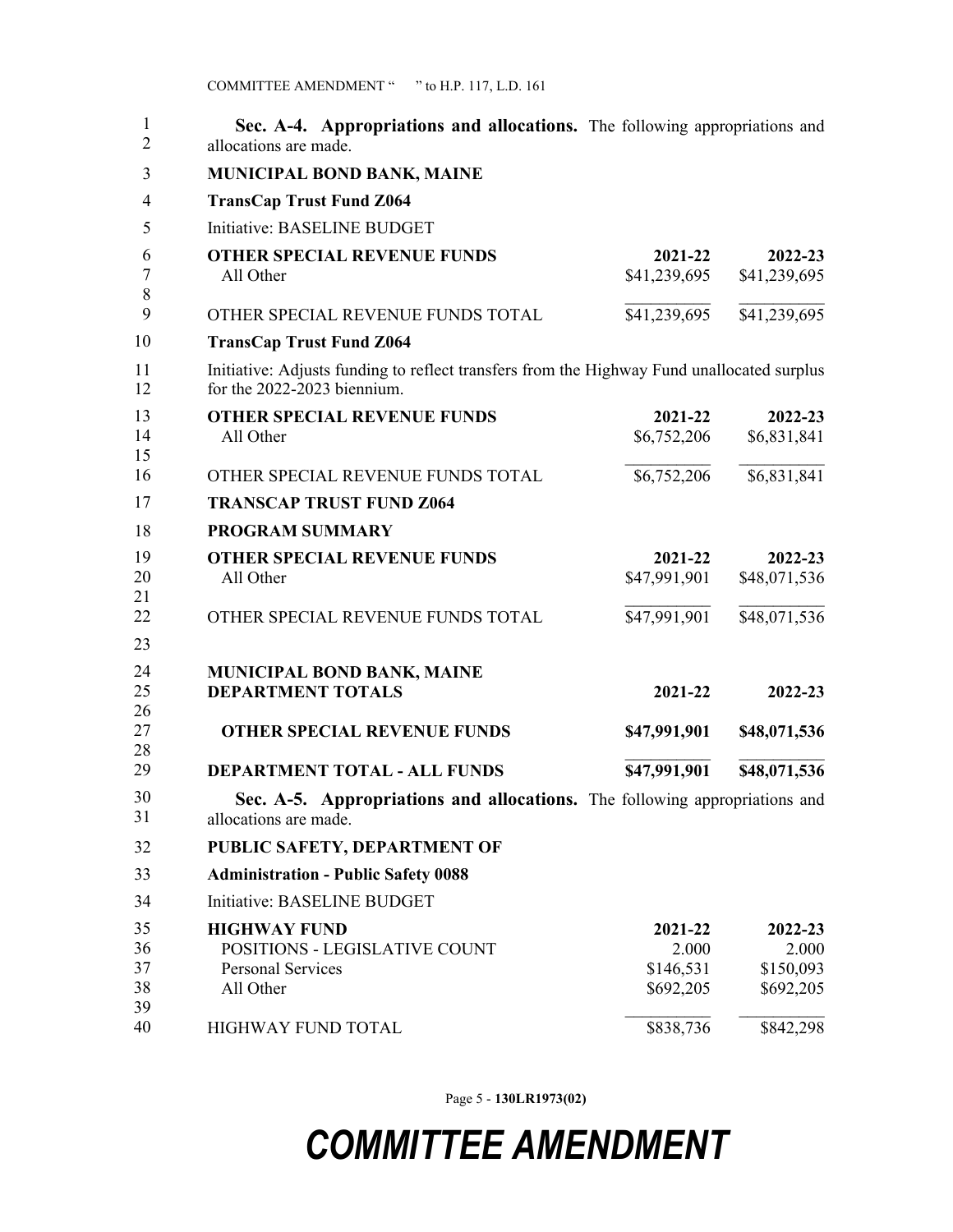**Sec. A-4. Appropriations and allocations.** The following appropriations and allocations are made.

**MUNICIPAL BOND BANK, MAINE**

**TransCap Trust Fund Z064**

Initiative: BASELINE BUDGET

| **OTHER SPECIAL REVENUE FUNDS** | **2021-22** | **2022-23** |
|---|---|---|
| All Other | $41,239,695 | $41,239,695 |
| OTHER SPECIAL REVENUE FUNDS TOTAL | $41,239,695 | $41,239,695 |

**TransCap Trust Fund Z064**

Initiative: Adjusts funding to reflect transfers from the Highway Fund unallocated surplus for the 2022-2023 biennium.

| **OTHER SPECIAL REVENUE FUNDS** | **2021-22** | **2022-23** |
|---|---|---|
| All Other | $6,752,206 | $6,831,841 |
| OTHER SPECIAL REVENUE FUNDS TOTAL | $6,752,206 | $6,831,841 |

**TRANSCAP TRUST FUND Z064**

**PROGRAM SUMMARY**

| **OTHER SPECIAL REVENUE FUNDS** | **2021-22** | **2022-23** |
|---|---|---|
| All Other | $47,991,901 | $48,071,536 |
| OTHER SPECIAL REVENUE FUNDS TOTAL | $47,991,901 | $48,071,536 |

| **MUNICIPAL BOND BANK, MAINE DEPARTMENT TOTALS** | **2021-22** | **2022-23** |
|---|---|---|
| **OTHER SPECIAL REVENUE FUNDS** | **$47,991,901** | **$48,071,536** |
| **DEPARTMENT TOTAL - ALL FUNDS** | **$47,991,901** | **$48,071,536** |

**Sec. A-5. Appropriations and allocations.** The following appropriations and allocations are made.

**PUBLIC SAFETY, DEPARTMENT OF**

**Administration - Public Safety 0088**

Initiative: BASELINE BUDGET

| **HIGHWAY FUND** | **2021-22** | **2022-23** |
|---|---|---|
| POSITIONS - LEGISLATIVE COUNT | 2.000 | 2.000 |
| Personal Services | $146,531 | $150,093 |
| All Other | $692,205 | $692,205 |
| HIGHWAY FUND TOTAL | $838,736 | $842,298 |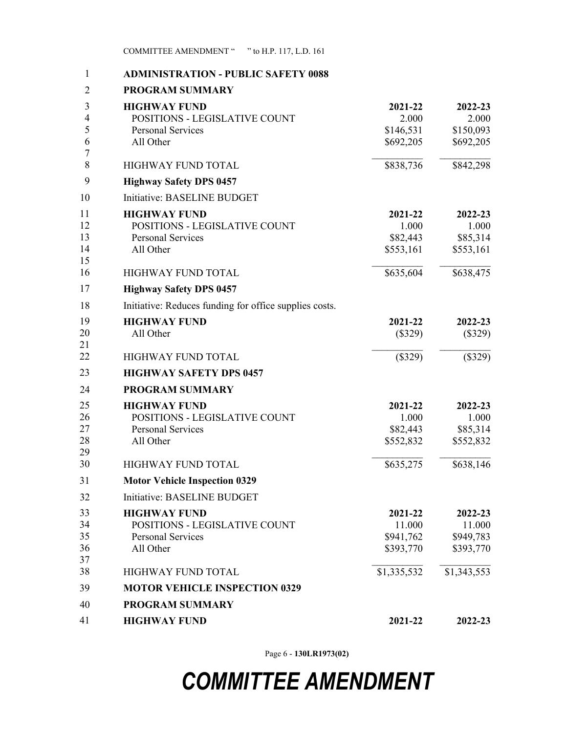**ADMINISTRATION - PUBLIC SAFETY 0088**

**PROGRAM SUMMARY**

| **HIGHWAY FUND** | **2021-22** | **2022-23** |
|---|---|---|
| POSITIONS - LEGISLATIVE COUNT | 2.000 | 2.000 |
| Personal Services | $146,531 | $150,093 |
| All Other | $692,205 | $692,205 |
| HIGHWAY FUND TOTAL | $838,736 | $842,298 |

**Highway Safety DPS 0457**

Initiative: BASELINE BUDGET

| **HIGHWAY FUND** | **2021-22** | **2022-23** |
|---|---|---|
| POSITIONS - LEGISLATIVE COUNT | 1.000 | 1.000 |
| Personal Services | $82,443 | $85,314 |
| All Other | $553,161 | $553,161 |
| HIGHWAY FUND TOTAL | $635,604 | $638,475 |

**Highway Safety DPS 0457**

Initiative: Reduces funding for office supplies costs.

| **HIGHWAY FUND** | **2021-22** | **2022-23** |
|---|---|---|
| All Other | ($329) | ($329) |
| HIGHWAY FUND TOTAL | ($329) | ($329) |

**HIGHWAY SAFETY DPS 0457**

**PROGRAM SUMMARY**

| **HIGHWAY FUND** | **2021-22** | **2022-23** |
|---|---|---|
| POSITIONS - LEGISLATIVE COUNT | 1.000 | 1.000 |
| Personal Services | $82,443 | $85,314 |
| All Other | $552,832 | $552,832 |
| HIGHWAY FUND TOTAL | $635,275 | $638,146 |

**Motor Vehicle Inspection 0329**

Initiative: BASELINE BUDGET

| **HIGHWAY FUND** | **2021-22** | **2022-23** |
|---|---|---|
| POSITIONS - LEGISLATIVE COUNT | 11.000 | 11.000 |
| Personal Services | $941,762 | $949,783 |
| All Other | $393,770 | $393,770 |
| HIGHWAY FUND TOTAL | $1,335,532 | $1,343,553 |

**MOTOR VEHICLE INSPECTION 0329**

**PROGRAM SUMMARY**

| **HIGHWAY FUND** | **2021-22** | **2022-23** |
|---|---|---|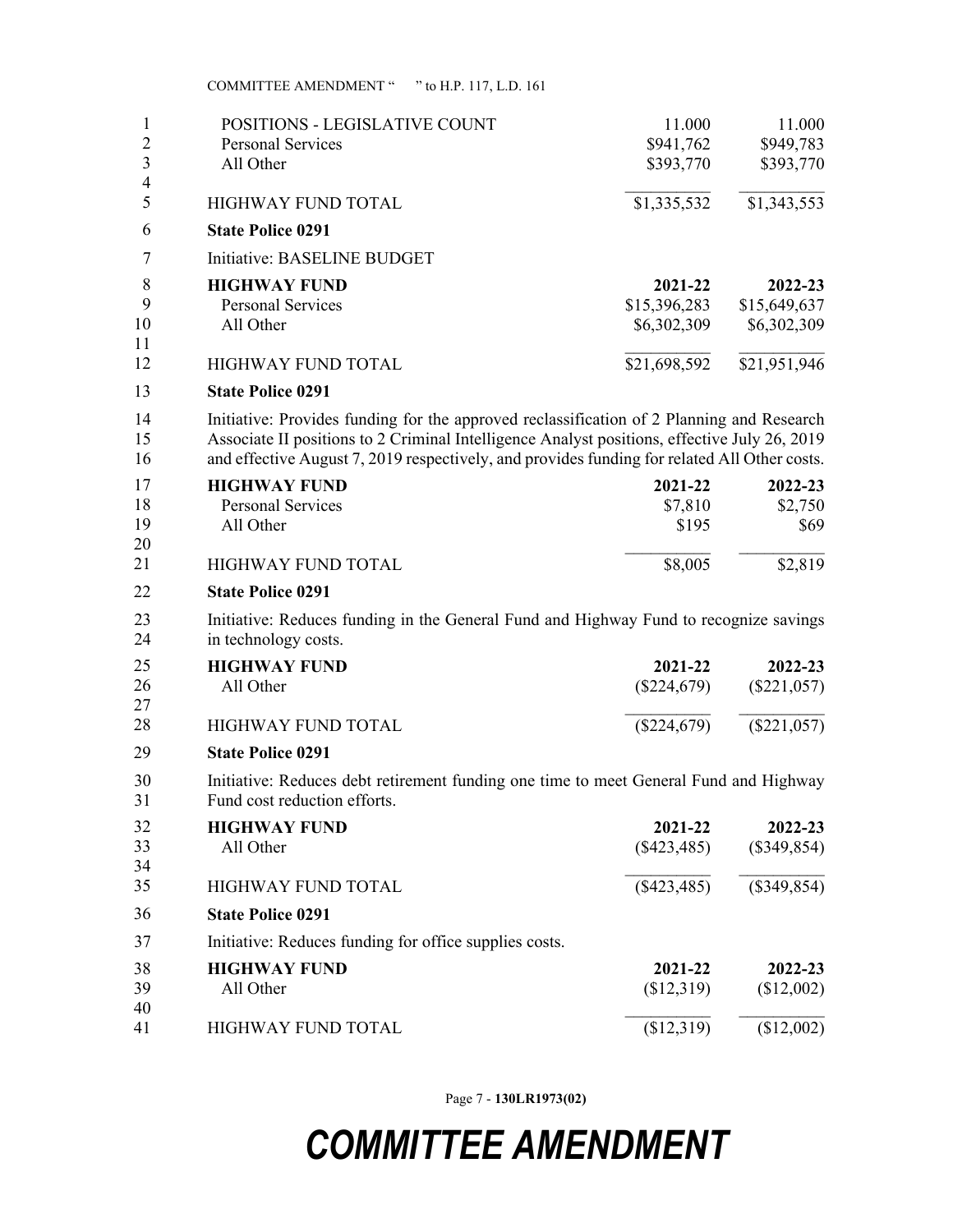| | | |
|---|---|---|
| POSITIONS - LEGISLATIVE COUNT | 11.000 | 11.000 |
| Personal Services | $941,762 | $949,783 |
| All Other | $393,770 | $393,770 |
| HIGHWAY FUND TOTAL | $1,335,532 | $1,343,553 |

**State Police 0291**

Initiative: BASELINE BUDGET

| **HIGHWAY FUND** | **2021-22** | **2022-23** |
|---|---|---|
| Personal Services | $15,396,283 | $15,649,637 |
| All Other | $6,302,309 | $6,302,309 |
| HIGHWAY FUND TOTAL | $21,698,592 | $21,951,946 |

**State Police 0291**

Initiative: Provides funding for the approved reclassification of 2 Planning and Research Associate II positions to 2 Criminal Intelligence Analyst positions, effective July 26, 2019 and effective August 7, 2019 respectively, and provides funding for related All Other costs.

| **HIGHWAY FUND** | **2021-22** | **2022-23** |
|---|---|---|
| Personal Services | $7,810 | $2,750 |
| All Other | $195 | $69 |
| HIGHWAY FUND TOTAL | $8,005 | $2,819 |

**State Police 0291**

Initiative: Reduces funding in the General Fund and Highway Fund to recognize savings in technology costs.

| **HIGHWAY FUND** | **2021-22** | **2022-23** |
|---|---|---|
| All Other | ($224,679) | ($221,057) |
| HIGHWAY FUND TOTAL | ($224,679) | ($221,057) |

**State Police 0291**

Initiative: Reduces debt retirement funding one time to meet General Fund and Highway Fund cost reduction efforts.

| **HIGHWAY FUND** | **2021-22** | **2022-23** |
|---|---|---|
| All Other | ($423,485) | ($349,854) |
| HIGHWAY FUND TOTAL | ($423,485) | ($349,854) |

**State Police 0291**

Initiative: Reduces funding for office supplies costs.

| **HIGHWAY FUND** | **2021-22** | **2022-23** |
|---|---|---|
| All Other | ($12,319) | ($12,002) |
| HIGHWAY FUND TOTAL | ($12,319) | ($12,002) |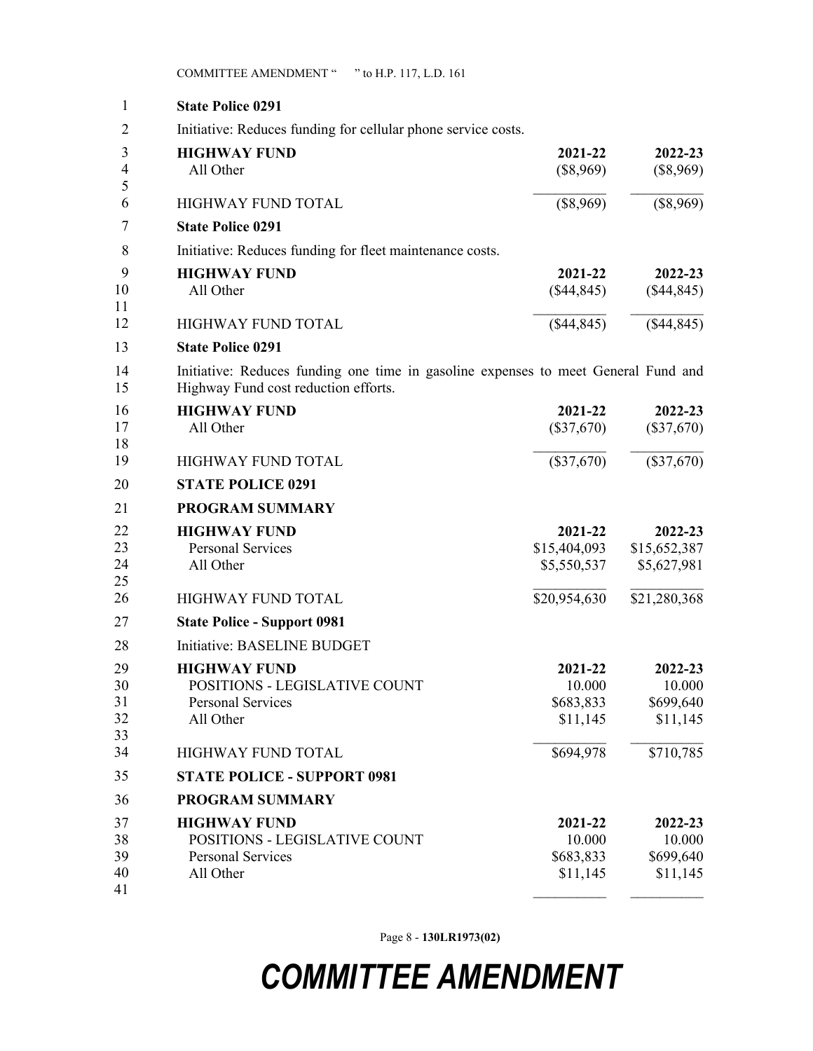**State Police 0291**

Initiative: Reduces funding for cellular phone service costs.

| HIGHWAY FUND | 2021-22 | 2022-23 |
|---|---|---|
| All Other | ($8,969) | ($8,969) |
| HIGHWAY FUND TOTAL | ($8,969) | ($8,969) |

**State Police 0291**

Initiative: Reduces funding for fleet maintenance costs.

| HIGHWAY FUND | 2021-22 | 2022-23 |
|---|---|---|
| All Other | ($44,845) | ($44,845) |
| HIGHWAY FUND TOTAL | ($44,845) | ($44,845) |

**State Police 0291**

Initiative: Reduces funding one time in gasoline expenses to meet General Fund and Highway Fund cost reduction efforts.

| HIGHWAY FUND | 2021-22 | 2022-23 |
|---|---|---|
| All Other | ($37,670) | ($37,670) |
| HIGHWAY FUND TOTAL | ($37,670) | ($37,670) |

**STATE POLICE 0291**

**PROGRAM SUMMARY**

| HIGHWAY FUND | 2021-22 | 2022-23 |
|---|---|---|
| Personal Services | $15,404,093 | $15,652,387 |
| All Other | $5,550,537 | $5,627,981 |
| HIGHWAY FUND TOTAL | $20,954,630 | $21,280,368 |

**State Police - Support 0981**

Initiative: BASELINE BUDGET

| HIGHWAY FUND | 2021-22 | 2022-23 |
|---|---|---|
| POSITIONS - LEGISLATIVE COUNT | 10.000 | 10.000 |
| Personal Services | $683,833 | $699,640 |
| All Other | $11,145 | $11,145 |
| HIGHWAY FUND TOTAL | $694,978 | $710,785 |

**STATE POLICE - SUPPORT 0981**

**PROGRAM SUMMARY**

| HIGHWAY FUND | 2021-22 | 2022-23 |
|---|---|---|
| POSITIONS - LEGISLATIVE COUNT | 10.000 | 10.000 |
| Personal Services | $683,833 | $699,640 |
| All Other | $11,145 | $11,145 |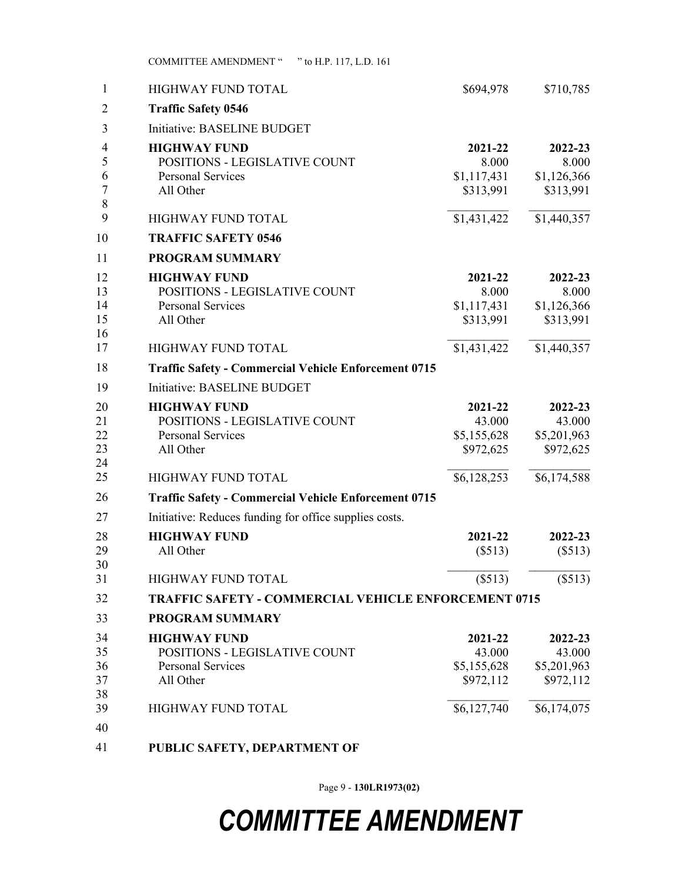| | | |
|---|---|---|
| HIGHWAY FUND TOTAL | $694,978 | $710,785 |

**Traffic Safety 0546**

Initiative: BASELINE BUDGET

| HIGHWAY FUND | 2021-22 | 2022-23 |
|---|---|---|
| POSITIONS - LEGISLATIVE COUNT | 8.000 | 8.000 |
| Personal Services | $1,117,431 | $1,126,366 |
| All Other | $313,991 | $313,991 |
| HIGHWAY FUND TOTAL | $1,431,422 | $1,440,357 |

**TRAFFIC SAFETY 0546**

**PROGRAM SUMMARY**

| HIGHWAY FUND | 2021-22 | 2022-23 |
|---|---|---|
| POSITIONS - LEGISLATIVE COUNT | 8.000 | 8.000 |
| Personal Services | $1,117,431 | $1,126,366 |
| All Other | $313,991 | $313,991 |
| HIGHWAY FUND TOTAL | $1,431,422 | $1,440,357 |

**Traffic Safety - Commercial Vehicle Enforcement 0715**

Initiative: BASELINE BUDGET

| HIGHWAY FUND | 2021-22 | 2022-23 |
|---|---|---|
| POSITIONS - LEGISLATIVE COUNT | 43.000 | 43.000 |
| Personal Services | $5,155,628 | $5,201,963 |
| All Other | $972,625 | $972,625 |
| HIGHWAY FUND TOTAL | $6,128,253 | $6,174,588 |

**Traffic Safety - Commercial Vehicle Enforcement 0715**

Initiative: Reduces funding for office supplies costs.

| HIGHWAY FUND | 2021-22 | 2022-23 |
|---|---|---|
| All Other | ($513) | ($513) |
| HIGHWAY FUND TOTAL | ($513) | ($513) |

**TRAFFIC SAFETY - COMMERCIAL VEHICLE ENFORCEMENT 0715**

**PROGRAM SUMMARY**

| HIGHWAY FUND | 2021-22 | 2022-23 |
|---|---|---|
| POSITIONS - LEGISLATIVE COUNT | 43.000 | 43.000 |
| Personal Services | $5,155,628 | $5,201,963 |
| All Other | $972,112 | $972,112 |
| HIGHWAY FUND TOTAL | $6,127,740 | $6,174,075 |

**PUBLIC SAFETY, DEPARTMENT OF**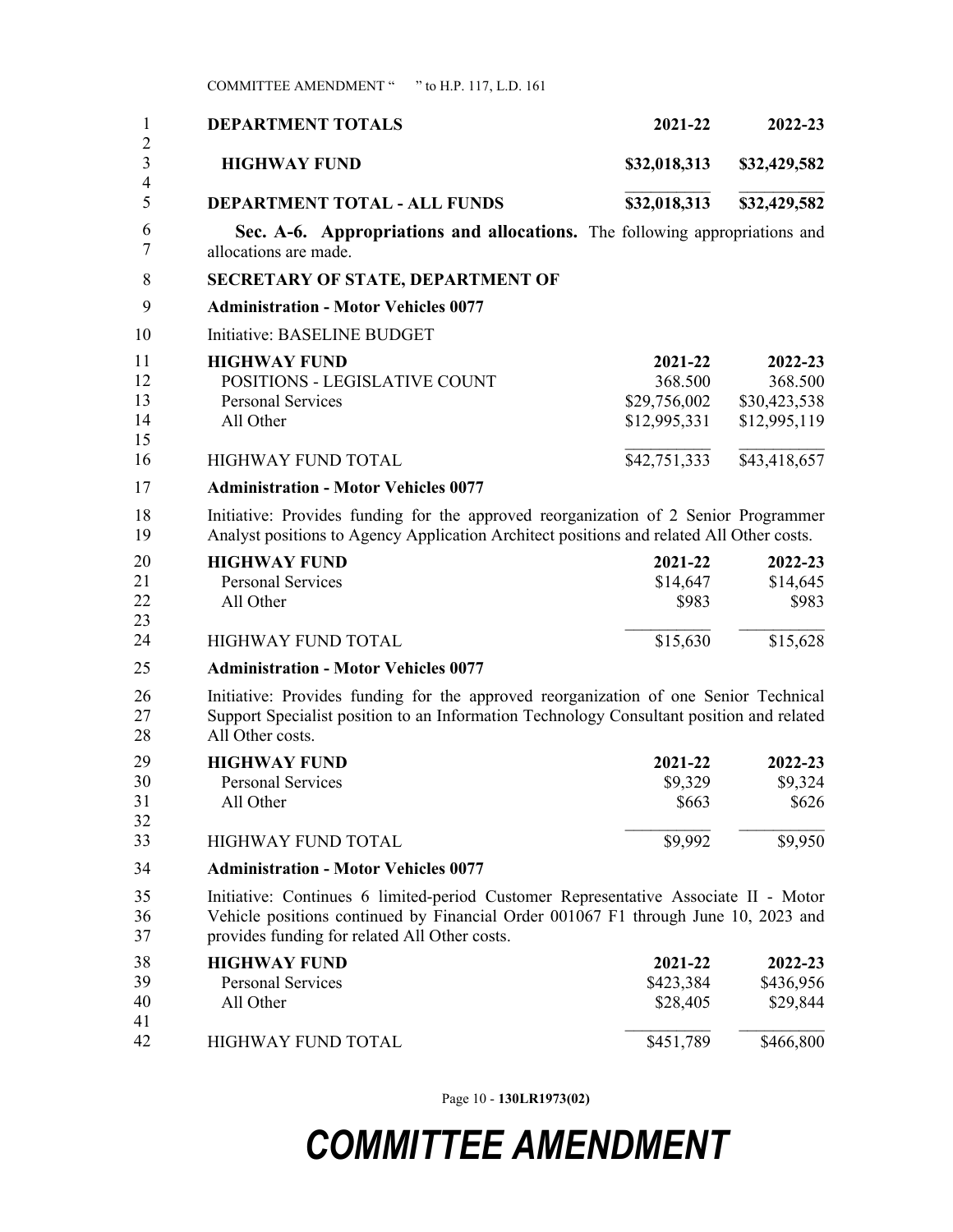| DEPARTMENT TOTALS | 2021-22 | 2022-23 |
| --- | --- | --- |
| HIGHWAY FUND | $32,018,313 | $32,429,582 |
| DEPARTMENT TOTAL - ALL FUNDS | $32,018,313 | $32,429,582 |

**Sec. A-6. Appropriations and allocations.** The following appropriations and allocations are made.

**SECRETARY OF STATE, DEPARTMENT OF**

**Administration - Motor Vehicles 0077**

Initiative: BASELINE BUDGET

| HIGHWAY FUND | 2021-22 | 2022-23 |
| --- | --- | --- |
| POSITIONS - LEGISLATIVE COUNT | 368.500 | 368.500 |
| Personal Services | $29,756,002 | $30,423,538 |
| All Other | $12,995,331 | $12,995,119 |
| HIGHWAY FUND TOTAL | $42,751,333 | $43,418,657 |

**Administration - Motor Vehicles 0077**

Initiative: Provides funding for the approved reorganization of 2 Senior Programmer Analyst positions to Agency Application Architect positions and related All Other costs.

| HIGHWAY FUND | 2021-22 | 2022-23 |
| --- | --- | --- |
| Personal Services | $14,647 | $14,645 |
| All Other | $983 | $983 |
| HIGHWAY FUND TOTAL | $15,630 | $15,628 |

**Administration - Motor Vehicles 0077**

Initiative: Provides funding for the approved reorganization of one Senior Technical Support Specialist position to an Information Technology Consultant position and related All Other costs.

| HIGHWAY FUND | 2021-22 | 2022-23 |
| --- | --- | --- |
| Personal Services | $9,329 | $9,324 |
| All Other | $663 | $626 |
| HIGHWAY FUND TOTAL | $9,992 | $9,950 |

**Administration - Motor Vehicles 0077**

Initiative: Continues 6 limited-period Customer Representative Associate II - Motor Vehicle positions continued by Financial Order 001067 F1 through June 10, 2023 and provides funding for related All Other costs.

| HIGHWAY FUND | 2021-22 | 2022-23 |
| --- | --- | --- |
| Personal Services | $423,384 | $436,956 |
| All Other | $28,405 | $29,844 |
| HIGHWAY FUND TOTAL | $451,789 | $466,800 |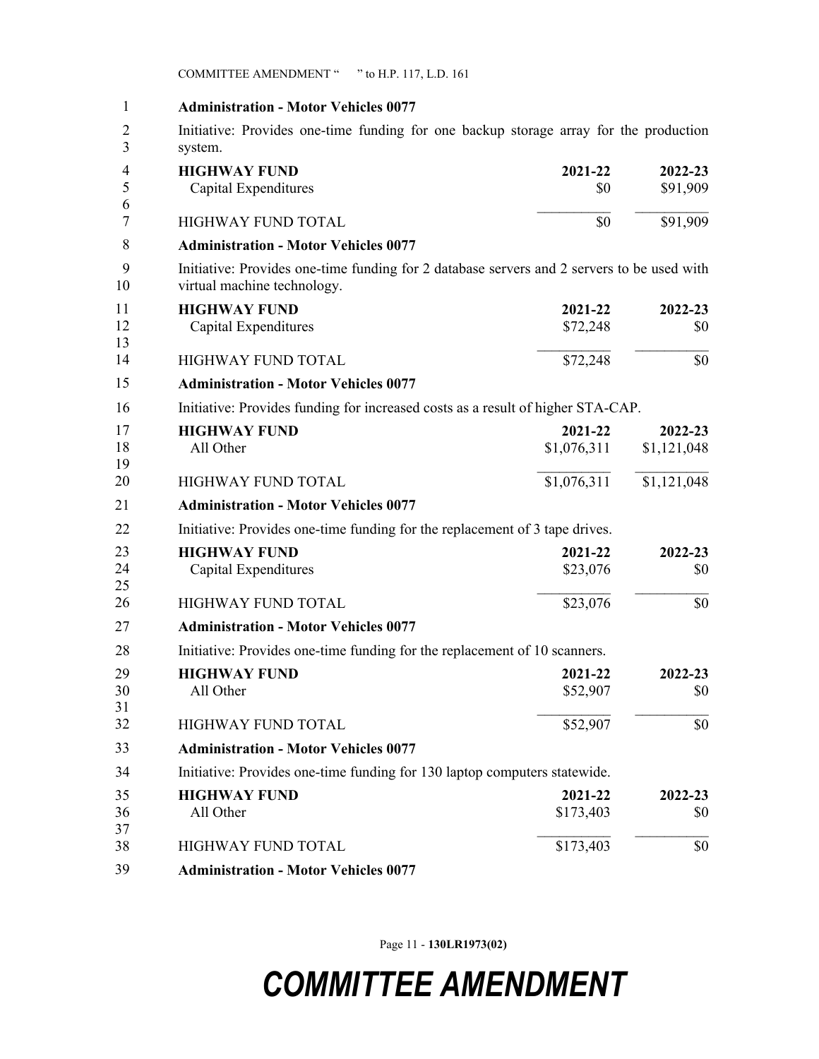**Administration - Motor Vehicles 0077**

Initiative: Provides one-time funding for one backup storage array for the production system.

| HIGHWAY FUND | 2021-22 | 2022-23 |
|---|---|---|
| Capital Expenditures | $0 | $91,909 |
| HIGHWAY FUND TOTAL | $0 | $91,909 |

**Administration - Motor Vehicles 0077**

Initiative: Provides one-time funding for 2 database servers and 2 servers to be used with virtual machine technology.

| HIGHWAY FUND | 2021-22 | 2022-23 |
|---|---|---|
| Capital Expenditures | $72,248 | $0 |
| HIGHWAY FUND TOTAL | $72,248 | $0 |

**Administration - Motor Vehicles 0077**

Initiative: Provides funding for increased costs as a result of higher STA-CAP.

| HIGHWAY FUND | 2021-22 | 2022-23 |
|---|---|---|
| All Other | $1,076,311 | $1,121,048 |
| HIGHWAY FUND TOTAL | $1,076,311 | $1,121,048 |

**Administration - Motor Vehicles 0077**

Initiative: Provides one-time funding for the replacement of 3 tape drives.

| HIGHWAY FUND | 2021-22 | 2022-23 |
|---|---|---|
| Capital Expenditures | $23,076 | $0 |
| HIGHWAY FUND TOTAL | $23,076 | $0 |

**Administration - Motor Vehicles 0077**

Initiative: Provides one-time funding for the replacement of 10 scanners.

| HIGHWAY FUND | 2021-22 | 2022-23 |
|---|---|---|
| All Other | $52,907 | $0 |
| HIGHWAY FUND TOTAL | $52,907 | $0 |

**Administration - Motor Vehicles 0077**

Initiative: Provides one-time funding for 130 laptop computers statewide.

| HIGHWAY FUND | 2021-22 | 2022-23 |
|---|---|---|
| All Other | $173,403 | $0 |
| HIGHWAY FUND TOTAL | $173,403 | $0 |

**Administration - Motor Vehicles 0077**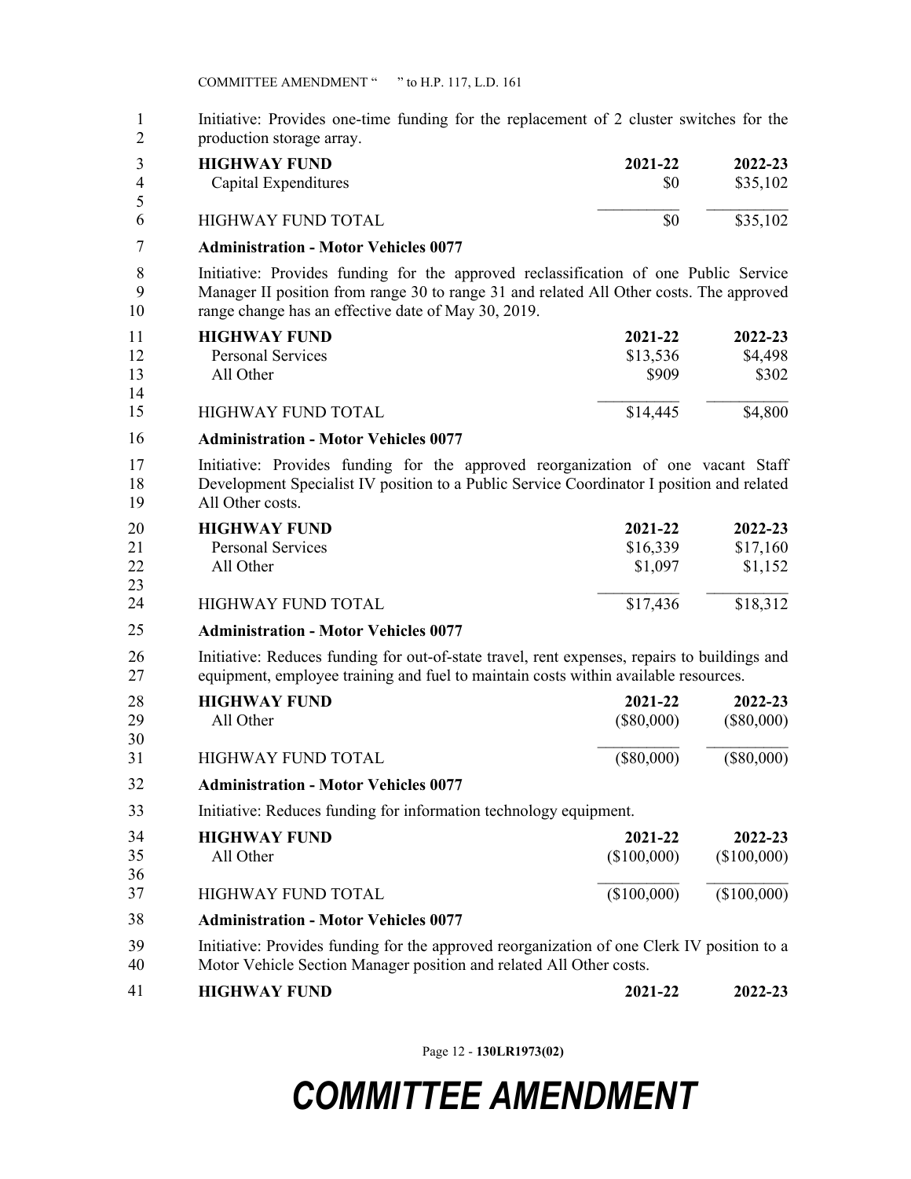Initiative: Provides one-time funding for the replacement of 2 cluster switches for the production storage array.

| HIGHWAY FUND | 2021-22 | 2022-23 |
|---|---|---|
| Capital Expenditures | $0 | $35,102 |
| HIGHWAY FUND TOTAL | $0 | $35,102 |

**Administration - Motor Vehicles 0077**

Initiative: Provides funding for the approved reclassification of one Public Service Manager II position from range 30 to range 31 and related All Other costs. The approved range change has an effective date of May 30, 2019.

| HIGHWAY FUND | 2021-22 | 2022-23 |
|---|---|---|
| Personal Services | $13,536 | $4,498 |
| All Other | $909 | $302 |
| HIGHWAY FUND TOTAL | $14,445 | $4,800 |

**Administration - Motor Vehicles 0077**

Initiative: Provides funding for the approved reorganization of one vacant Staff Development Specialist IV position to a Public Service Coordinator I position and related All Other costs.

| HIGHWAY FUND | 2021-22 | 2022-23 |
|---|---|---|
| Personal Services | $16,339 | $17,160 |
| All Other | $1,097 | $1,152 |
| HIGHWAY FUND TOTAL | $17,436 | $18,312 |

**Administration - Motor Vehicles 0077**

Initiative: Reduces funding for out-of-state travel, rent expenses, repairs to buildings and equipment, employee training and fuel to maintain costs within available resources.

| HIGHWAY FUND | 2021-22 | 2022-23 |
|---|---|---|
| All Other | ($80,000) | ($80,000) |
| HIGHWAY FUND TOTAL | ($80,000) | ($80,000) |

**Administration - Motor Vehicles 0077**

Initiative: Reduces funding for information technology equipment.

| HIGHWAY FUND | 2021-22 | 2022-23 |
|---|---|---|
| All Other | ($100,000) | ($100,000) |
| HIGHWAY FUND TOTAL | ($100,000) | ($100,000) |

**Administration - Motor Vehicles 0077**

Initiative: Provides funding for the approved reorganization of one Clerk IV position to a Motor Vehicle Section Manager position and related All Other costs.

| HIGHWAY FUND | 2021-22 | 2022-23 |
|---|---|---|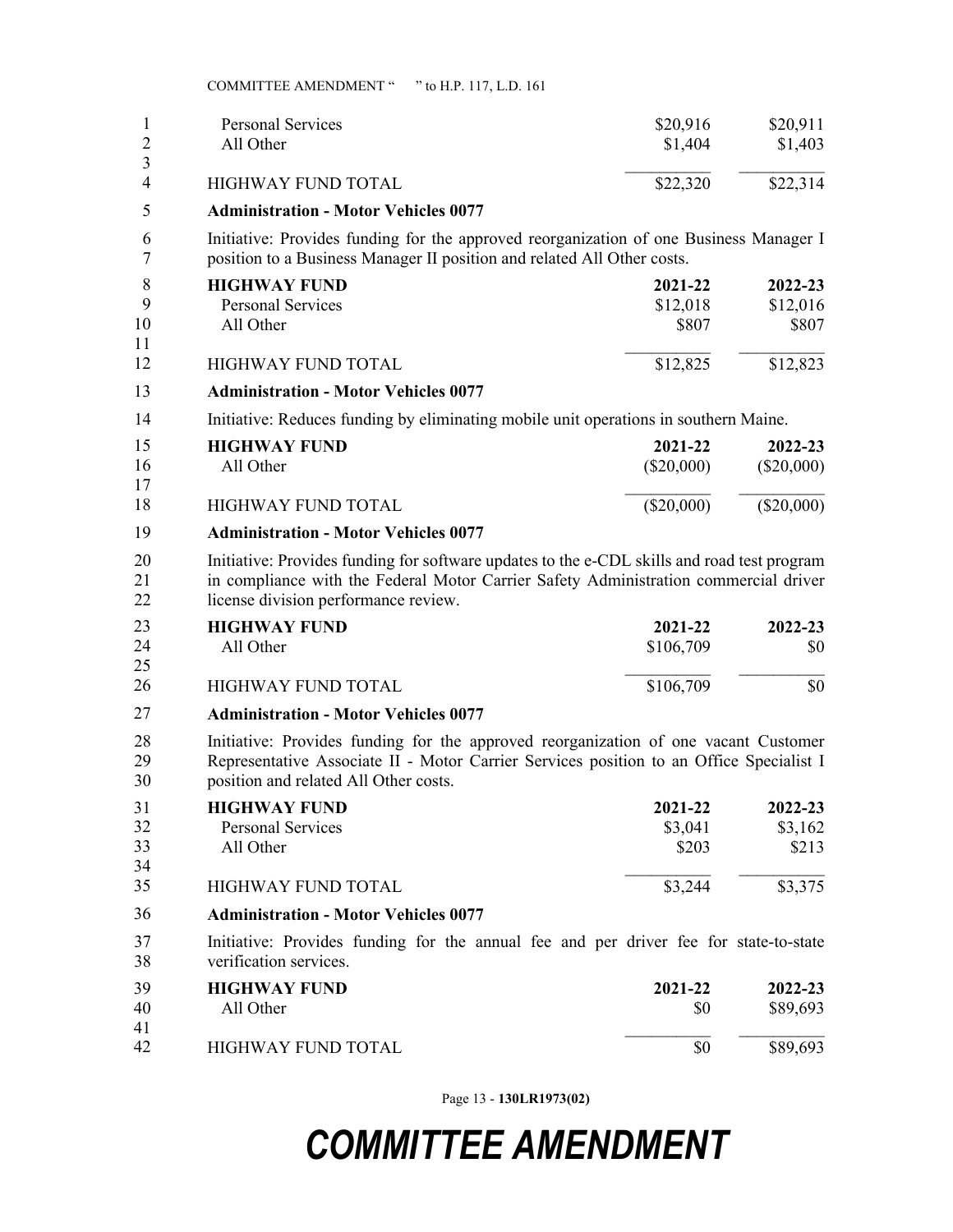| | | |
|---|---|---|
| Personal Services | $20,916 | $20,911 |
| All Other | $1,404 | $1,403 |
| HIGHWAY FUND TOTAL | $22,320 | $22,314 |

**Administration - Motor Vehicles 0077**

Initiative: Provides funding for the approved reorganization of one Business Manager I position to a Business Manager II position and related All Other costs.

| **HIGHWAY FUND** | **2021-22** | **2022-23** |
|---|---|---|
| Personal Services | $12,018 | $12,016 |
| All Other | $807 | $807 |
| HIGHWAY FUND TOTAL | $12,825 | $12,823 |

**Administration - Motor Vehicles 0077**

Initiative: Reduces funding by eliminating mobile unit operations in southern Maine.

| **HIGHWAY FUND** | **2021-22** | **2022-23** |
|---|---|---|
| All Other | ($20,000) | ($20,000) |
| HIGHWAY FUND TOTAL | ($20,000) | ($20,000) |

**Administration - Motor Vehicles 0077**

Initiative: Provides funding for software updates to the e-CDL skills and road test program in compliance with the Federal Motor Carrier Safety Administration commercial driver license division performance review.

| **HIGHWAY FUND** | **2021-22** | **2022-23** |
|---|---|---|
| All Other | $106,709 | $0 |
| HIGHWAY FUND TOTAL | $106,709 | $0 |

**Administration - Motor Vehicles 0077**

Initiative: Provides funding for the approved reorganization of one vacant Customer Representative Associate II - Motor Carrier Services position to an Office Specialist I position and related All Other costs.

| **HIGHWAY FUND** | **2021-22** | **2022-23** |
|---|---|---|
| Personal Services | $3,041 | $3,162 |
| All Other | $203 | $213 |
| HIGHWAY FUND TOTAL | $3,244 | $3,375 |

**Administration - Motor Vehicles 0077**

Initiative: Provides funding for the annual fee and per driver fee for state-to-state verification services.

| **HIGHWAY FUND** | **2021-22** | **2022-23** |
|---|---|---|
| All Other | $0 | $89,693 |
| HIGHWAY FUND TOTAL | $0 | $89,693 |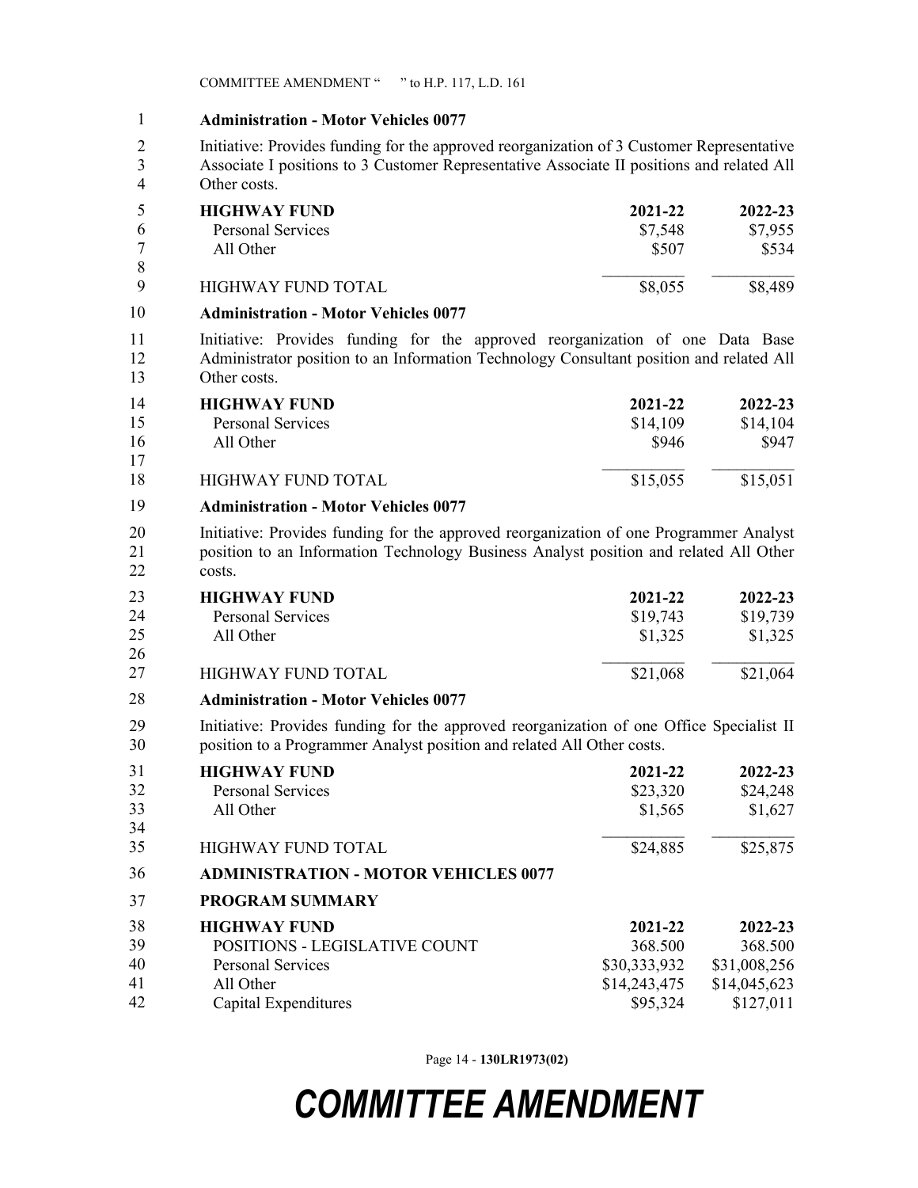**Administration - Motor Vehicles 0077**

Initiative: Provides funding for the approved reorganization of 3 Customer Representative Associate I positions to 3 Customer Representative Associate II positions and related All Other costs.

| HIGHWAY FUND | 2021-22 | 2022-23 |
|---|---|---|
| Personal Services | $7,548 | $7,955 |
| All Other | $507 | $534 |
| HIGHWAY FUND TOTAL | $8,055 | $8,489 |

**Administration - Motor Vehicles 0077**

Initiative: Provides funding for the approved reorganization of one Data Base Administrator position to an Information Technology Consultant position and related All Other costs.

| HIGHWAY FUND | 2021-22 | 2022-23 |
|---|---|---|
| Personal Services | $14,109 | $14,104 |
| All Other | $946 | $947 |
| HIGHWAY FUND TOTAL | $15,055 | $15,051 |

**Administration - Motor Vehicles 0077**

Initiative: Provides funding for the approved reorganization of one Programmer Analyst position to an Information Technology Business Analyst position and related All Other costs.

| HIGHWAY FUND | 2021-22 | 2022-23 |
|---|---|---|
| Personal Services | $19,743 | $19,739 |
| All Other | $1,325 | $1,325 |
| HIGHWAY FUND TOTAL | $21,068 | $21,064 |

**Administration - Motor Vehicles 0077**

Initiative: Provides funding for the approved reorganization of one Office Specialist II position to a Programmer Analyst position and related All Other costs.

| HIGHWAY FUND | 2021-22 | 2022-23 |
|---|---|---|
| Personal Services | $23,320 | $24,248 |
| All Other | $1,565 | $1,627 |
| HIGHWAY FUND TOTAL | $24,885 | $25,875 |

**ADMINISTRATION - MOTOR VEHICLES 0077**

**PROGRAM SUMMARY**

| HIGHWAY FUND | 2021-22 | 2022-23 |
|---|---|---|
| POSITIONS - LEGISLATIVE COUNT | 368.500 | 368.500 |
| Personal Services | $30,333,932 | $31,008,256 |
| All Other | $14,243,475 | $14,045,623 |
| Capital Expenditures | $95,324 | $127,011 |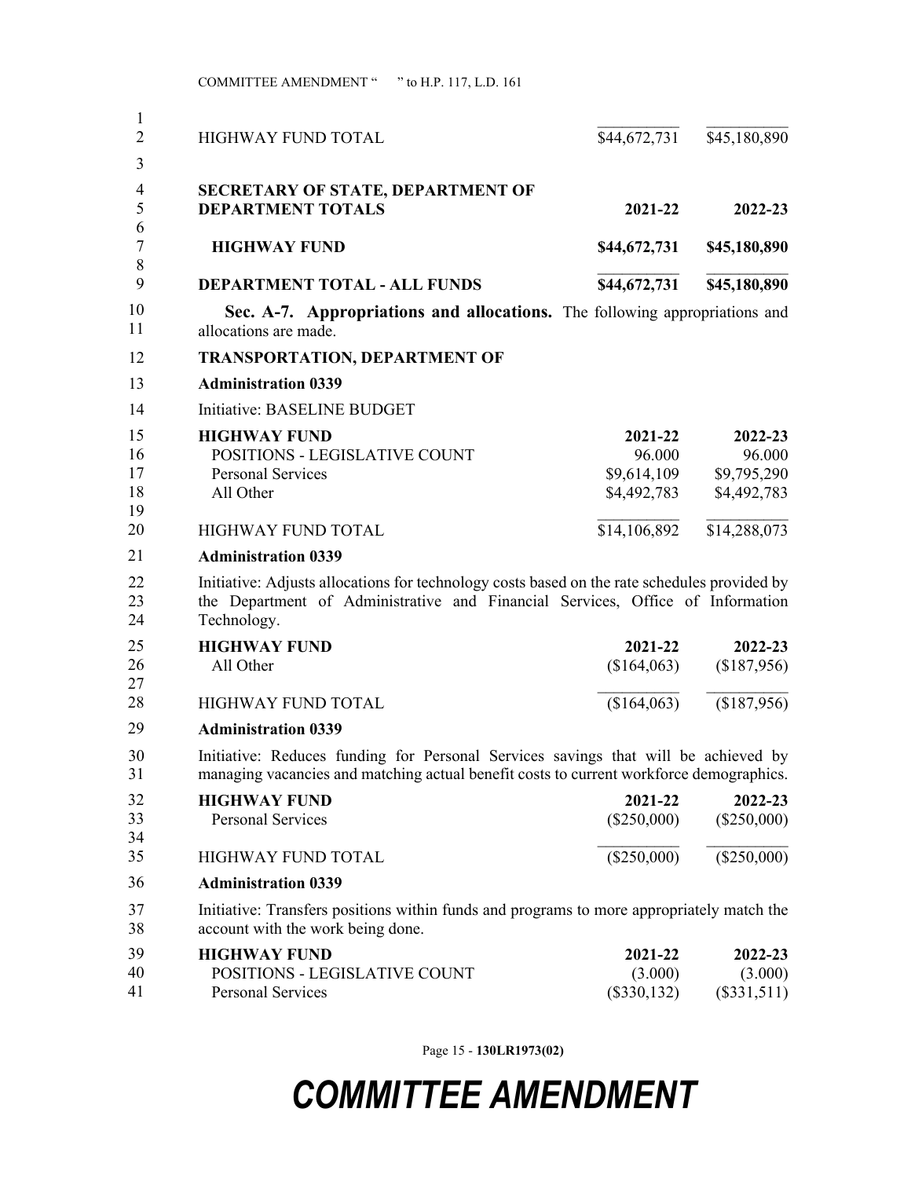| | | |
|---|---|---|
| HIGHWAY FUND TOTAL | $44,672,731 | $45,180,890 |

| SECRETARY OF STATE, DEPARTMENT OF DEPARTMENT TOTALS | 2021-22 | 2022-23 |
|---|---|---|
| **HIGHWAY FUND** | **$44,672,731** | **$45,180,890** |
| **DEPARTMENT TOTAL - ALL FUNDS** | **$44,672,731** | **$45,180,890** |

**Sec. A-7. Appropriations and allocations.** The following appropriations and allocations are made.

**TRANSPORTATION, DEPARTMENT OF**

**Administration 0339**

Initiative: BASELINE BUDGET

| HIGHWAY FUND | 2021-22 | 2022-23 |
|---|---|---|
| POSITIONS - LEGISLATIVE COUNT | 96.000 | 96.000 |
| Personal Services | $9,614,109 | $9,795,290 |
| All Other | $4,492,783 | $4,492,783 |
| HIGHWAY FUND TOTAL | $14,106,892 | $14,288,073 |

**Administration 0339**

Initiative: Adjusts allocations for technology costs based on the rate schedules provided by the Department of Administrative and Financial Services, Office of Information Technology.

| HIGHWAY FUND | 2021-22 | 2022-23 |
|---|---|---|
| All Other | ($164,063) | ($187,956) |
| HIGHWAY FUND TOTAL | ($164,063) | ($187,956) |

**Administration 0339**

Initiative: Reduces funding for Personal Services savings that will be achieved by managing vacancies and matching actual benefit costs to current workforce demographics.

| HIGHWAY FUND | 2021-22 | 2022-23 |
|---|---|---|
| Personal Services | ($250,000) | ($250,000) |
| HIGHWAY FUND TOTAL | ($250,000) | ($250,000) |

**Administration 0339**

Initiative: Transfers positions within funds and programs to more appropriately match the account with the work being done.

| HIGHWAY FUND | 2021-22 | 2022-23 |
|---|---|---|
| POSITIONS - LEGISLATIVE COUNT | (3.000) | (3.000) |
| Personal Services | ($330,132) | ($331,511) |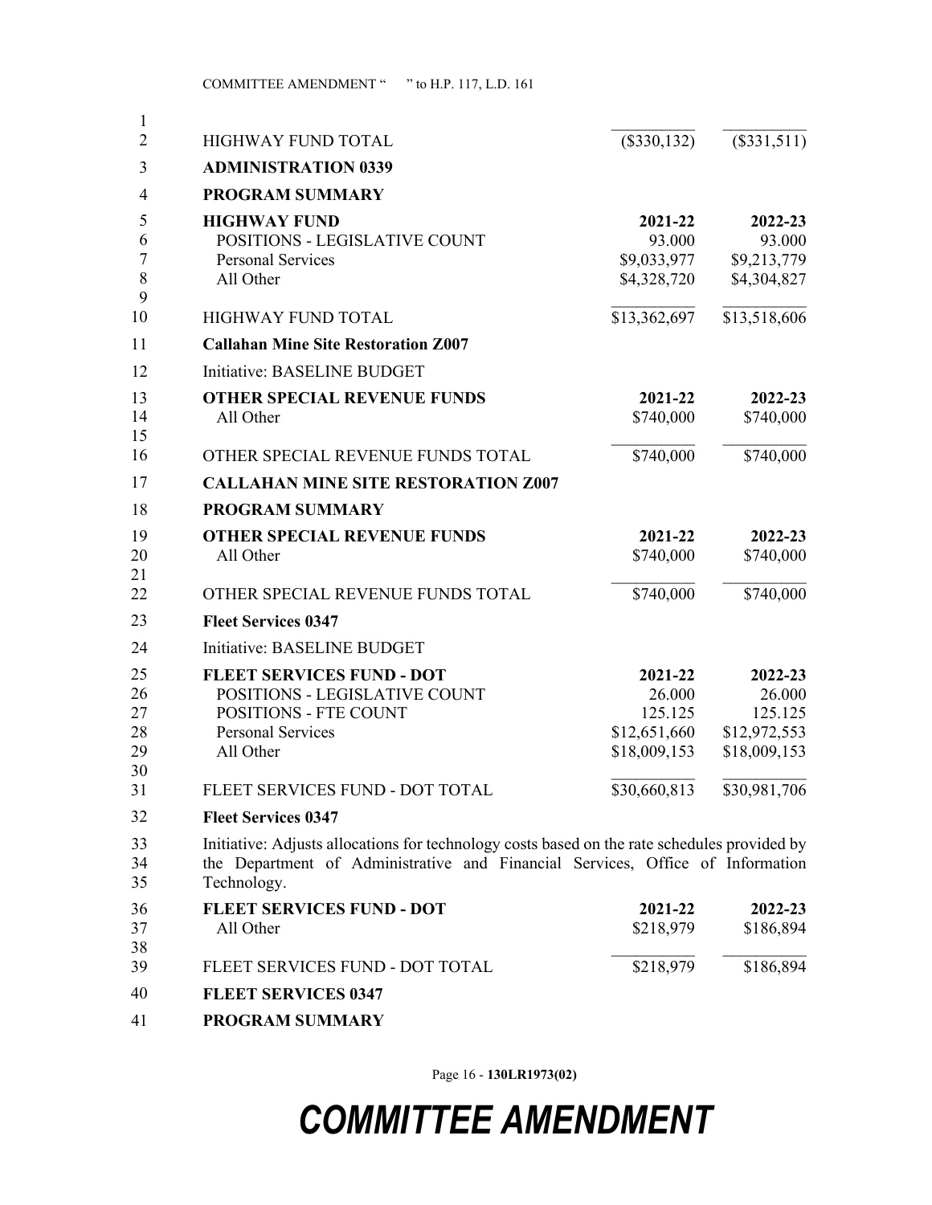| | | |
|---|---|---|
| HIGHWAY FUND TOTAL | ($330,132) | ($331,511) |

**ADMINISTRATION 0339**

**PROGRAM SUMMARY**

| **HIGHWAY FUND** | **2021-22** | **2022-23** |
|---|---|---|
| POSITIONS - LEGISLATIVE COUNT | 93.000 | 93.000 |
| Personal Services | $9,033,977 | $9,213,779 |
| All Other | $4,328,720 | $4,304,827 |
| HIGHWAY FUND TOTAL | $13,362,697 | $13,518,606 |

**Callahan Mine Site Restoration Z007**

Initiative: BASELINE BUDGET

| **OTHER SPECIAL REVENUE FUNDS** | **2021-22** | **2022-23** |
|---|---|---|
| All Other | $740,000 | $740,000 |
| OTHER SPECIAL REVENUE FUNDS TOTAL | $740,000 | $740,000 |

**CALLAHAN MINE SITE RESTORATION Z007**

**PROGRAM SUMMARY**

| **OTHER SPECIAL REVENUE FUNDS** | **2021-22** | **2022-23** |
|---|---|---|
| All Other | $740,000 | $740,000 |
| OTHER SPECIAL REVENUE FUNDS TOTAL | $740,000 | $740,000 |

**Fleet Services 0347**

Initiative: BASELINE BUDGET

| **FLEET SERVICES FUND - DOT** | **2021-22** | **2022-23** |
|---|---|---|
| POSITIONS - LEGISLATIVE COUNT | 26.000 | 26.000 |
| POSITIONS - FTE COUNT | 125.125 | 125.125 |
| Personal Services | $12,651,660 | $12,972,553 |
| All Other | $18,009,153 | $18,009,153 |
| FLEET SERVICES FUND - DOT TOTAL | $30,660,813 | $30,981,706 |

**Fleet Services 0347**

Initiative: Adjusts allocations for technology costs based on the rate schedules provided by the Department of Administrative and Financial Services, Office of Information Technology.

| **FLEET SERVICES FUND - DOT** | **2021-22** | **2022-23** |
|---|---|---|
| All Other | $218,979 | $186,894 |
| FLEET SERVICES FUND - DOT TOTAL | $218,979 | $186,894 |

**FLEET SERVICES 0347**

**PROGRAM SUMMARY**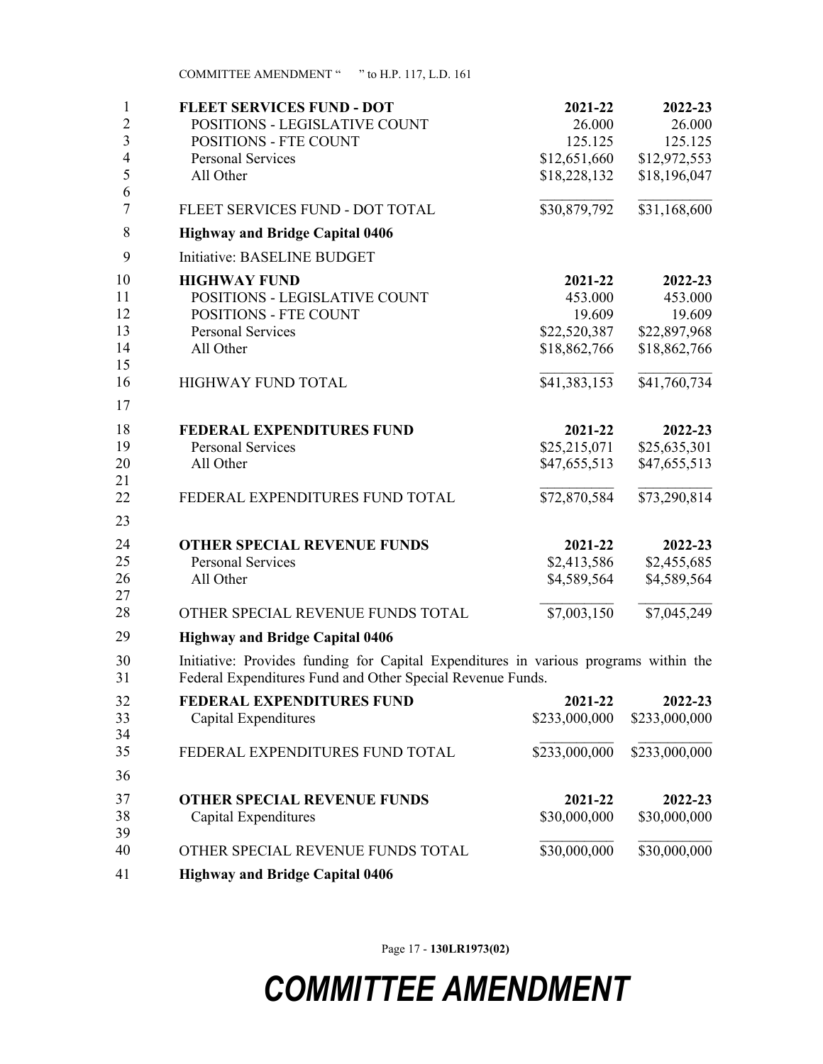| FLEET SERVICES FUND - DOT | 2021-22 | 2022-23 |
|---|---|---|
| POSITIONS - LEGISLATIVE COUNT | 26.000 | 26.000 |
| POSITIONS - FTE COUNT | 125.125 | 125.125 |
| Personal Services | $12,651,660 | $12,972,553 |
| All Other | $18,228,132 | $18,196,047 |
| FLEET SERVICES FUND - DOT TOTAL | $30,879,792 | $31,168,600 |

**Highway and Bridge Capital 0406**

Initiative: BASELINE BUDGET

| HIGHWAY FUND | 2021-22 | 2022-23 |
|---|---|---|
| POSITIONS - LEGISLATIVE COUNT | 453.000 | 453.000 |
| POSITIONS - FTE COUNT | 19.609 | 19.609 |
| Personal Services | $22,520,387 | $22,897,968 |
| All Other | $18,862,766 | $18,862,766 |
| HIGHWAY FUND TOTAL | $41,383,153 | $41,760,734 |

| FEDERAL EXPENDITURES FUND | 2021-22 | 2022-23 |
|---|---|---|
| Personal Services | $25,215,071 | $25,635,301 |
| All Other | $47,655,513 | $47,655,513 |
| FEDERAL EXPENDITURES FUND TOTAL | $72,870,584 | $73,290,814 |

| OTHER SPECIAL REVENUE FUNDS | 2021-22 | 2022-23 |
|---|---|---|
| Personal Services | $2,413,586 | $2,455,685 |
| All Other | $4,589,564 | $4,589,564 |
| OTHER SPECIAL REVENUE FUNDS TOTAL | $7,003,150 | $7,045,249 |

**Highway and Bridge Capital 0406**

Initiative: Provides funding for Capital Expenditures in various programs within the Federal Expenditures Fund and Other Special Revenue Funds.

| FEDERAL EXPENDITURES FUND | 2021-22 | 2022-23 |
|---|---|---|
| Capital Expenditures | $233,000,000 | $233,000,000 |
| FEDERAL EXPENDITURES FUND TOTAL | $233,000,000 | $233,000,000 |

| OTHER SPECIAL REVENUE FUNDS | 2021-22 | 2022-23 |
|---|---|---|
| Capital Expenditures | $30,000,000 | $30,000,000 |
| OTHER SPECIAL REVENUE FUNDS TOTAL | $30,000,000 | $30,000,000 |

**Highway and Bridge Capital 0406**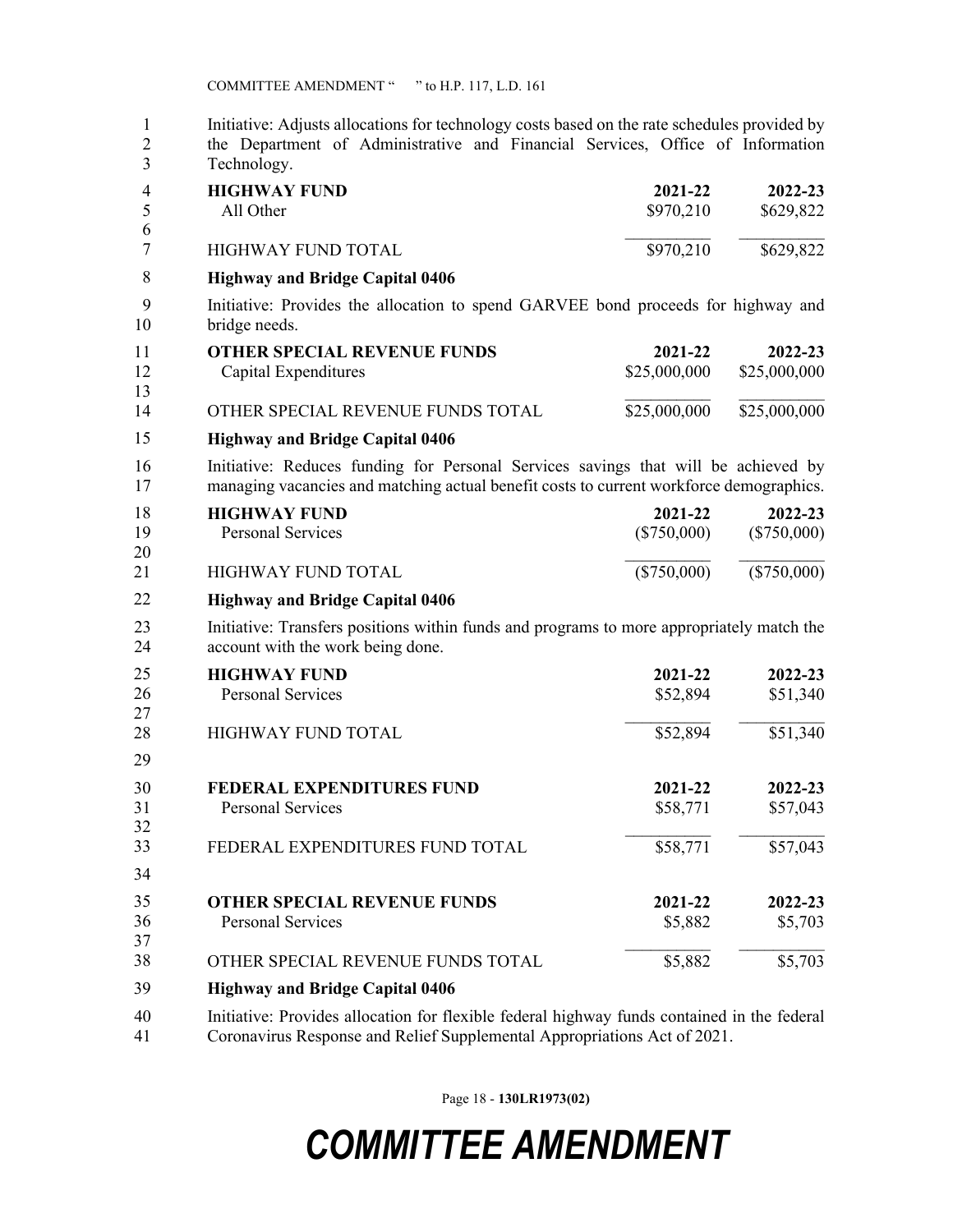Initiative: Adjusts allocations for technology costs based on the rate schedules provided by the Department of Administrative and Financial Services, Office of Information Technology.

| | | |
|---|---|---|
| **HIGHWAY FUND** | **2021-22** | **2022-23** |
| All Other | $970,210 | $629,822 |
| HIGHWAY FUND TOTAL | $970,210 | $629,822 |

**Highway and Bridge Capital 0406**

Initiative: Provides the allocation to spend GARVEE bond proceeds for highway and bridge needs.

| | | |
|---|---|---|
| **OTHER SPECIAL REVENUE FUNDS** | **2021-22** | **2022-23** |
| Capital Expenditures | $25,000,000 | $25,000,000 |
| OTHER SPECIAL REVENUE FUNDS TOTAL | $25,000,000 | $25,000,000 |

**Highway and Bridge Capital 0406**

Initiative: Reduces funding for Personal Services savings that will be achieved by managing vacancies and matching actual benefit costs to current workforce demographics.

| | | |
|---|---|---|
| **HIGHWAY FUND** | **2021-22** | **2022-23** |
| Personal Services | ($750,000) | ($750,000) |
| HIGHWAY FUND TOTAL | ($750,000) | ($750,000) |

**Highway and Bridge Capital 0406**

Initiative: Transfers positions within funds and programs to more appropriately match the account with the work being done.

| | | |
|---|---|---|
| **HIGHWAY FUND** | **2021-22** | **2022-23** |
| Personal Services | $52,894 | $51,340 |
| HIGHWAY FUND TOTAL | $52,894 | $51,340 |

| | | |
|---|---|---|
| **FEDERAL EXPENDITURES FUND** | **2021-22** | **2022-23** |
| Personal Services | $58,771 | $57,043 |
| FEDERAL EXPENDITURES FUND TOTAL | $58,771 | $57,043 |

| | | |
|---|---|---|
| **OTHER SPECIAL REVENUE FUNDS** | **2021-22** | **2022-23** |
| Personal Services | $5,882 | $5,703 |
| OTHER SPECIAL REVENUE FUNDS TOTAL | $5,882 | $5,703 |

**Highway and Bridge Capital 0406**

Initiative: Provides allocation for flexible federal highway funds contained in the federal Coronavirus Response and Relief Supplemental Appropriations Act of 2021.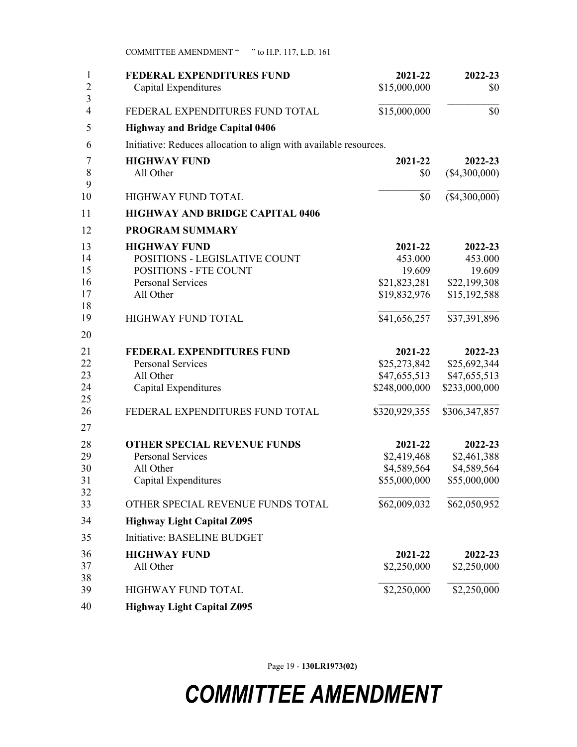| FEDERAL EXPENDITURES FUND | 2021-22 | 2022-23 |
|---|---|---|
| Capital Expenditures | $15,000,000 | $0 |
| FEDERAL EXPENDITURES FUND TOTAL | $15,000,000 | $0 |

**Highway and Bridge Capital 0406**

Initiative: Reduces allocation to align with available resources.

| HIGHWAY FUND | 2021-22 | 2022-23 |
|---|---|---|
| All Other | $0 | ($4,300,000) |
| HIGHWAY FUND TOTAL | $0 | ($4,300,000) |

**HIGHWAY AND BRIDGE CAPITAL 0406**

**PROGRAM SUMMARY**

| HIGHWAY FUND | 2021-22 | 2022-23 |
|---|---|---|
| POSITIONS - LEGISLATIVE COUNT | 453.000 | 453.000 |
| POSITIONS - FTE COUNT | 19.609 | 19.609 |
| Personal Services | $21,823,281 | $22,199,308 |
| All Other | $19,832,976 | $15,192,588 |
| HIGHWAY FUND TOTAL | $41,656,257 | $37,391,896 |

| FEDERAL EXPENDITURES FUND | 2021-22 | 2022-23 |
|---|---|---|
| Personal Services | $25,273,842 | $25,692,344 |
| All Other | $47,655,513 | $47,655,513 |
| Capital Expenditures | $248,000,000 | $233,000,000 |
| FEDERAL EXPENDITURES FUND TOTAL | $320,929,355 | $306,347,857 |

| OTHER SPECIAL REVENUE FUNDS | 2021-22 | 2022-23 |
|---|---|---|
| Personal Services | $2,419,468 | $2,461,388 |
| All Other | $4,589,564 | $4,589,564 |
| Capital Expenditures | $55,000,000 | $55,000,000 |
| OTHER SPECIAL REVENUE FUNDS TOTAL | $62,009,032 | $62,050,952 |

**Highway Light Capital Z095**

Initiative: BASELINE BUDGET

| HIGHWAY FUND | 2021-22 | 2022-23 |
|---|---|---|
| All Other | $2,250,000 | $2,250,000 |
| HIGHWAY FUND TOTAL | $2,250,000 | $2,250,000 |

**Highway Light Capital Z095**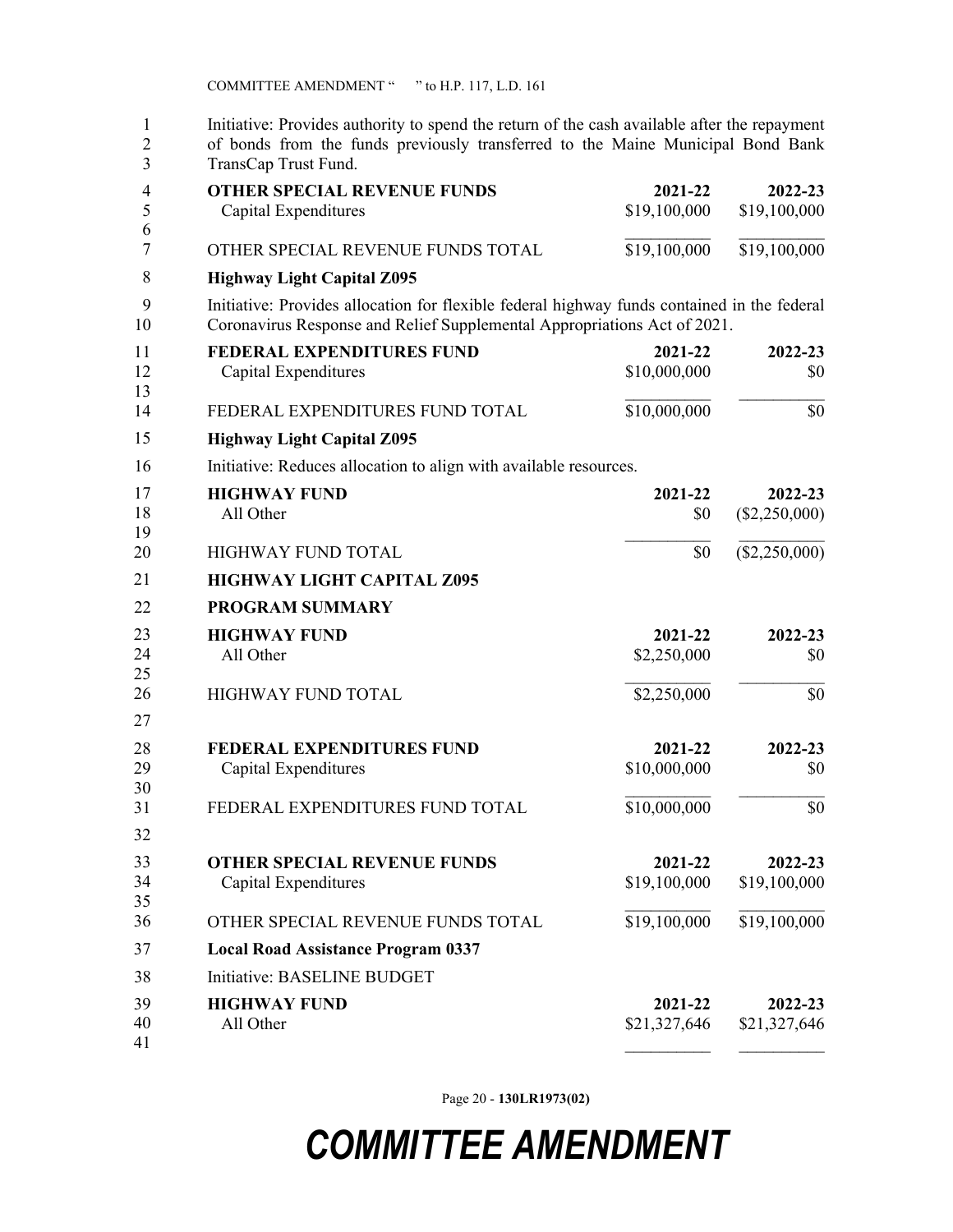Initiative: Provides authority to spend the return of the cash available after the repayment of bonds from the funds previously transferred to the Maine Municipal Bond Bank TransCap Trust Fund.

| OTHER SPECIAL REVENUE FUNDS | 2021-22 | 2022-23 |
|---|---|---|
| Capital Expenditures | $19,100,000 | $19,100,000 |
| OTHER SPECIAL REVENUE FUNDS TOTAL | $19,100,000 | $19,100,000 |

**Highway Light Capital Z095**

Initiative: Provides allocation for flexible federal highway funds contained in the federal Coronavirus Response and Relief Supplemental Appropriations Act of 2021.

| FEDERAL EXPENDITURES FUND | 2021-22 | 2022-23 |
|---|---|---|
| Capital Expenditures | $10,000,000 | $0 |
| FEDERAL EXPENDITURES FUND TOTAL | $10,000,000 | $0 |

**Highway Light Capital Z095**

Initiative: Reduces allocation to align with available resources.

| HIGHWAY FUND | 2021-22 | 2022-23 |
|---|---|---|
| All Other | $0 | ($2,250,000) |
| HIGHWAY FUND TOTAL | $0 | ($2,250,000) |

**HIGHWAY LIGHT CAPITAL Z095**

**PROGRAM SUMMARY**

| HIGHWAY FUND | 2021-22 | 2022-23 |
|---|---|---|
| All Other | $2,250,000 | $0 |
| HIGHWAY FUND TOTAL | $2,250,000 | $0 |

| FEDERAL EXPENDITURES FUND | 2021-22 | 2022-23 |
|---|---|---|
| Capital Expenditures | $10,000,000 | $0 |
| FEDERAL EXPENDITURES FUND TOTAL | $10,000,000 | $0 |

| OTHER SPECIAL REVENUE FUNDS | 2021-22 | 2022-23 |
|---|---|---|
| Capital Expenditures | $19,100,000 | $19,100,000 |
| OTHER SPECIAL REVENUE FUNDS TOTAL | $19,100,000 | $19,100,000 |

**Local Road Assistance Program 0337**

Initiative: BASELINE BUDGET

| HIGHWAY FUND | 2021-22 | 2022-23 |
|---|---|---|
| All Other | $21,327,646 | $21,327,646 |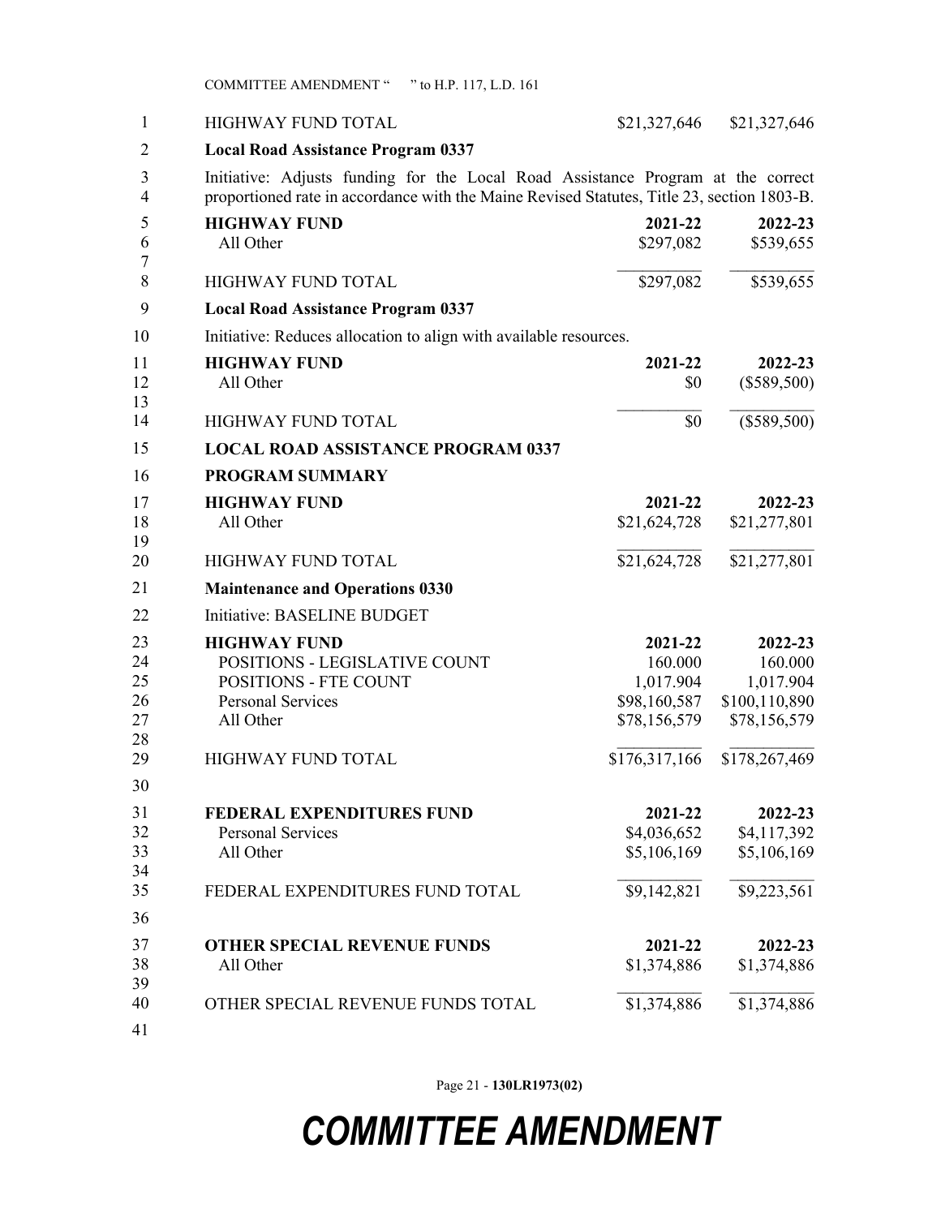| | | |
|---|---|---|
| HIGHWAY FUND TOTAL | $21,327,646 | $21,327,646 |

**Local Road Assistance Program 0337**

Initiative: Adjusts funding for the Local Road Assistance Program at the correct proportioned rate in accordance with the Maine Revised Statutes, Title 23, section 1803-B.

| HIGHWAY FUND | 2021-22 | 2022-23 |
|---|---|---|
| All Other | $297,082 | $539,655 |
| HIGHWAY FUND TOTAL | $297,082 | $539,655 |

**Local Road Assistance Program 0337**

Initiative: Reduces allocation to align with available resources.

| HIGHWAY FUND | 2021-22 | 2022-23 |
|---|---|---|
| All Other | $0 | ($589,500) |
| HIGHWAY FUND TOTAL | $0 | ($589,500) |

**LOCAL ROAD ASSISTANCE PROGRAM 0337**

**PROGRAM SUMMARY**

| HIGHWAY FUND | 2021-22 | 2022-23 |
|---|---|---|
| All Other | $21,624,728 | $21,277,801 |
| HIGHWAY FUND TOTAL | $21,624,728 | $21,277,801 |

**Maintenance and Operations 0330**

Initiative: BASELINE BUDGET

| HIGHWAY FUND | 2021-22 | 2022-23 |
|---|---|---|
| POSITIONS - LEGISLATIVE COUNT | 160.000 | 160.000 |
| POSITIONS - FTE COUNT | 1,017.904 | 1,017.904 |
| Personal Services | $98,160,587 | $100,110,890 |
| All Other | $78,156,579 | $78,156,579 |
| HIGHWAY FUND TOTAL | $176,317,166 | $178,267,469 |

| FEDERAL EXPENDITURES FUND | 2021-22 | 2022-23 |
|---|---|---|
| Personal Services | $4,036,652 | $4,117,392 |
| All Other | $5,106,169 | $5,106,169 |
| FEDERAL EXPENDITURES FUND TOTAL | $9,142,821 | $9,223,561 |

| OTHER SPECIAL REVENUE FUNDS | 2021-22 | 2022-23 |
|---|---|---|
| All Other | $1,374,886 | $1,374,886 |
| OTHER SPECIAL REVENUE FUNDS TOTAL | $1,374,886 | $1,374,886 |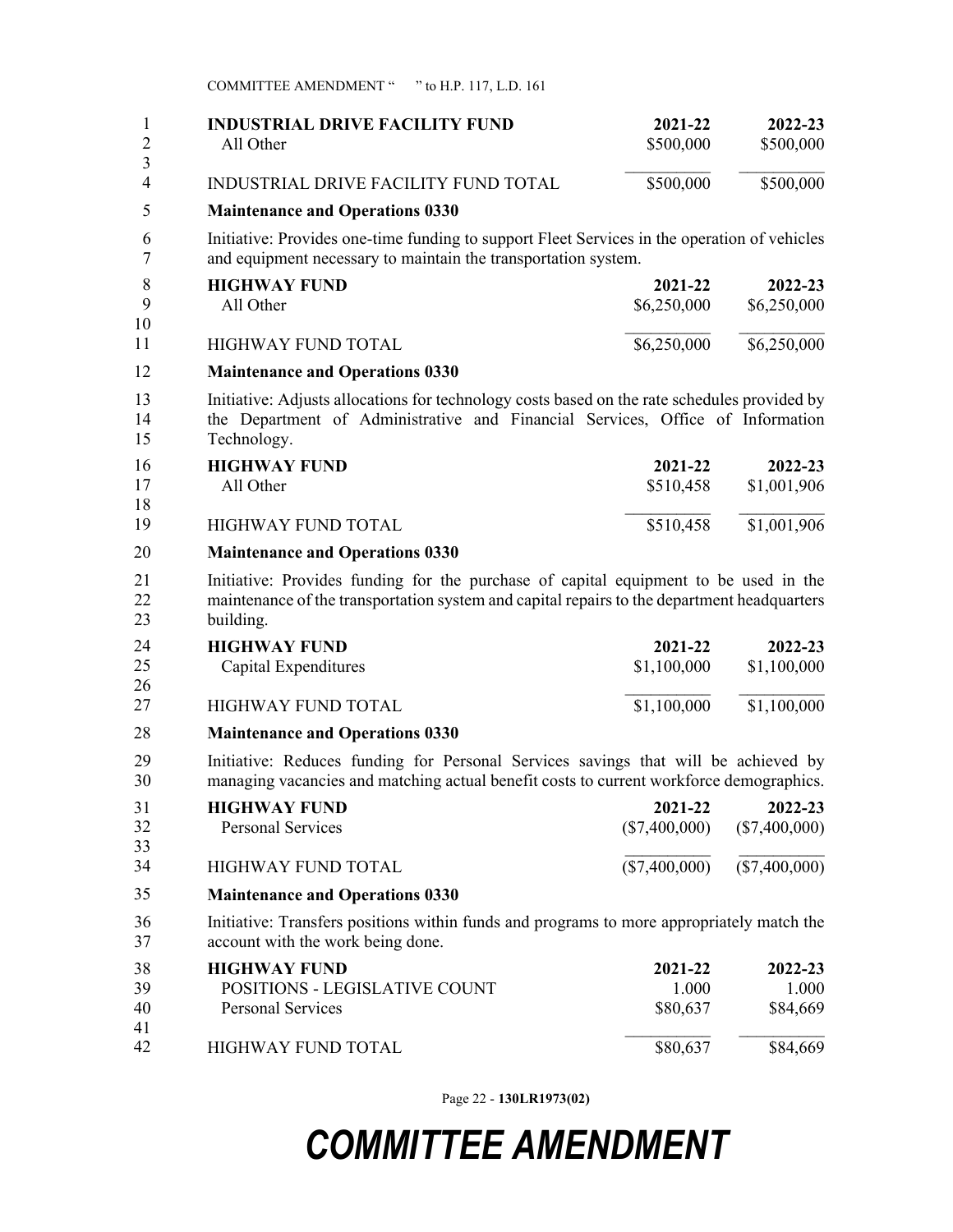| **INDUSTRIAL DRIVE FACILITY FUND** | **2021-22** | **2022-23** |
|---|---|---|
| All Other | $500,000 | $500,000 |
| INDUSTRIAL DRIVE FACILITY FUND TOTAL | $500,000 | $500,000 |

**Maintenance and Operations 0330**

Initiative: Provides one-time funding to support Fleet Services in the operation of vehicles and equipment necessary to maintain the transportation system.

| **HIGHWAY FUND** | **2021-22** | **2022-23** |
|---|---|---|
| All Other | $6,250,000 | $6,250,000 |
| HIGHWAY FUND TOTAL | $6,250,000 | $6,250,000 |

**Maintenance and Operations 0330**

Initiative: Adjusts allocations for technology costs based on the rate schedules provided by the Department of Administrative and Financial Services, Office of Information Technology.

| **HIGHWAY FUND** | **2021-22** | **2022-23** |
|---|---|---|
| All Other | $510,458 | $1,001,906 |
| HIGHWAY FUND TOTAL | $510,458 | $1,001,906 |

**Maintenance and Operations 0330**

Initiative: Provides funding for the purchase of capital equipment to be used in the maintenance of the transportation system and capital repairs to the department headquarters building.

| **HIGHWAY FUND** | **2021-22** | **2022-23** |
|---|---|---|
| Capital Expenditures | $1,100,000 | $1,100,000 |
| HIGHWAY FUND TOTAL | $1,100,000 | $1,100,000 |

**Maintenance and Operations 0330**

Initiative: Reduces funding for Personal Services savings that will be achieved by managing vacancies and matching actual benefit costs to current workforce demographics.

| **HIGHWAY FUND** | **2021-22** | **2022-23** |
|---|---|---|
| Personal Services | ($7,400,000) | ($7,400,000) |
| HIGHWAY FUND TOTAL | ($7,400,000) | ($7,400,000) |

**Maintenance and Operations 0330**

Initiative: Transfers positions within funds and programs to more appropriately match the account with the work being done.

| **HIGHWAY FUND** | **2021-22** | **2022-23** |
|---|---|---|
| POSITIONS - LEGISLATIVE COUNT | 1.000 | 1.000 |
| Personal Services | $80,637 | $84,669 |
| HIGHWAY FUND TOTAL | $80,637 | $84,669 |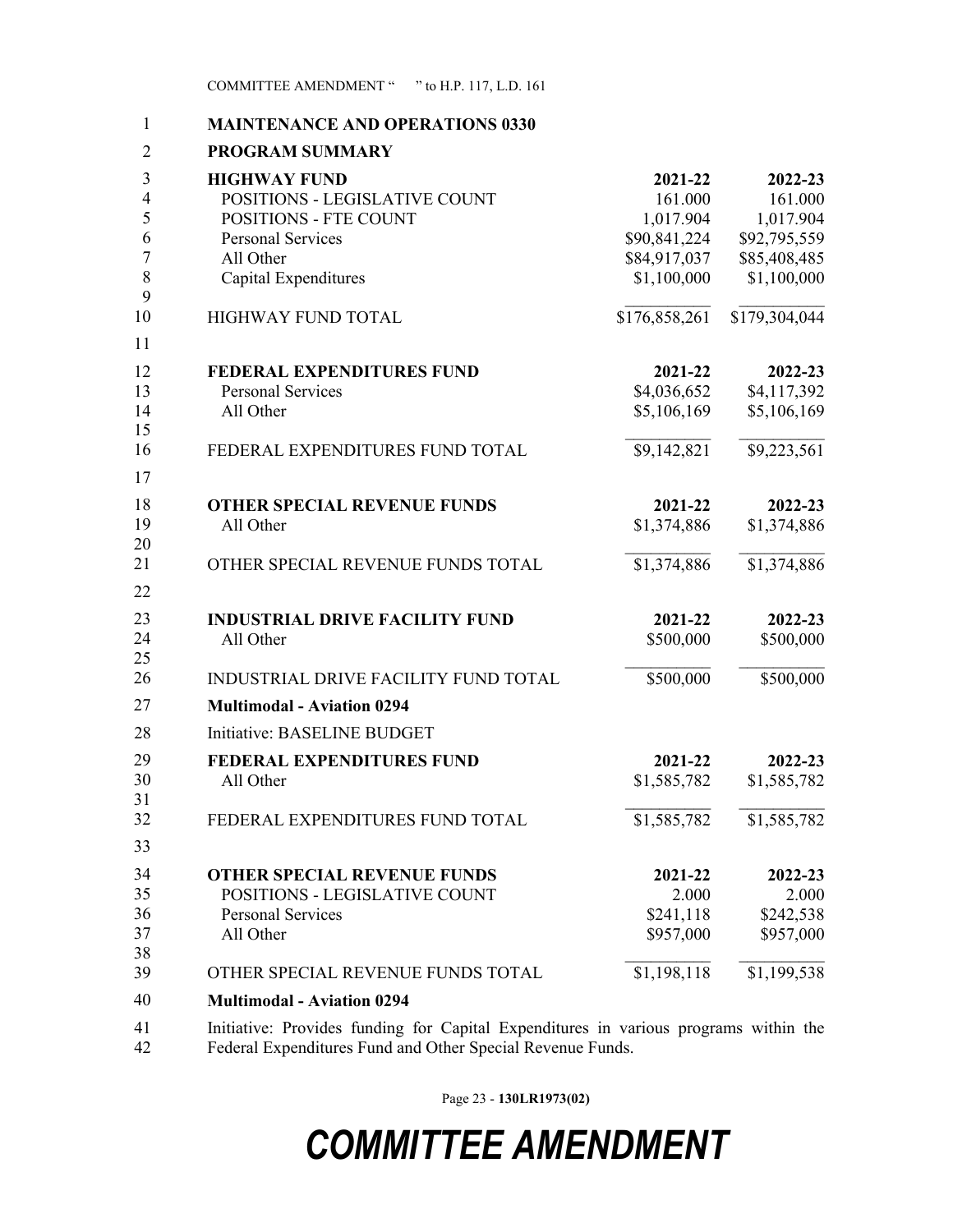**MAINTENANCE AND OPERATIONS 0330**

**PROGRAM SUMMARY**

| | | |
|---|---|---|
| **HIGHWAY FUND** | **2021-22** | **2022-23** |
| POSITIONS - LEGISLATIVE COUNT | 161.000 | 161.000 |
| POSITIONS - FTE COUNT | 1,017.904 | 1,017.904 |
| Personal Services | $90,841,224 | $92,795,559 |
| All Other | $84,917,037 | $85,408,485 |
| Capital Expenditures | $1,100,000 | $1,100,000 |
| HIGHWAY FUND TOTAL | $176,858,261 | $179,304,044 |

| | | |
|---|---|---|
| **FEDERAL EXPENDITURES FUND** | **2021-22** | **2022-23** |
| Personal Services | $4,036,652 | $4,117,392 |
| All Other | $5,106,169 | $5,106,169 |
| FEDERAL EXPENDITURES FUND TOTAL | $9,142,821 | $9,223,561 |

| | | |
|---|---|---|
| **OTHER SPECIAL REVENUE FUNDS** | **2021-22** | **2022-23** |
| All Other | $1,374,886 | $1,374,886 |
| OTHER SPECIAL REVENUE FUNDS TOTAL | $1,374,886 | $1,374,886 |

| | | |
|---|---|---|
| **INDUSTRIAL DRIVE FACILITY FUND** | **2021-22** | **2022-23** |
| All Other | $500,000 | $500,000 |
| INDUSTRIAL DRIVE FACILITY FUND TOTAL | $500,000 | $500,000 |

**Multimodal - Aviation 0294**

Initiative: BASELINE BUDGET

| | | |
|---|---|---|
| **FEDERAL EXPENDITURES FUND** | **2021-22** | **2022-23** |
| All Other | $1,585,782 | $1,585,782 |
| FEDERAL EXPENDITURES FUND TOTAL | $1,585,782 | $1,585,782 |

| | | |
|---|---|---|
| **OTHER SPECIAL REVENUE FUNDS** | **2021-22** | **2022-23** |
| POSITIONS - LEGISLATIVE COUNT | 2.000 | 2.000 |
| Personal Services | $241,118 | $242,538 |
| All Other | $957,000 | $957,000 |
| OTHER SPECIAL REVENUE FUNDS TOTAL | $1,198,118 | $1,199,538 |

**Multimodal - Aviation 0294**

Initiative: Provides funding for Capital Expenditures in various programs within the Federal Expenditures Fund and Other Special Revenue Funds.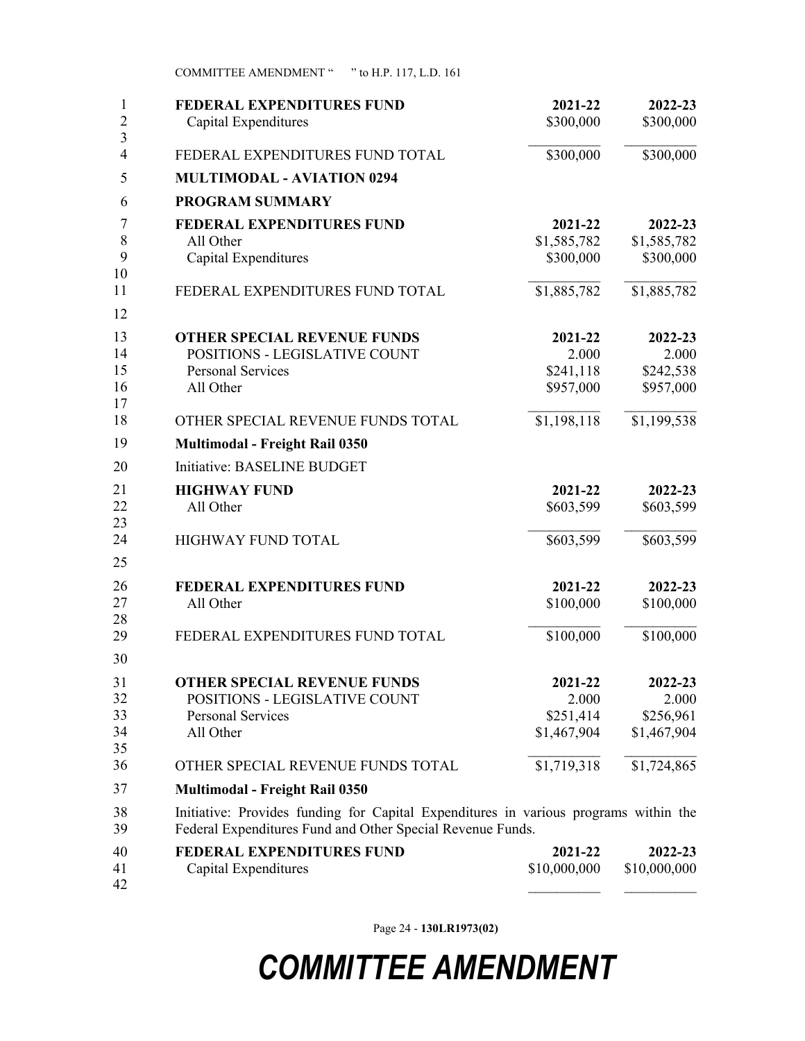| | | |
|---|---|---|
| **FEDERAL EXPENDITURES FUND** | **2021-22** | **2022-23** |
| Capital Expenditures | \$300,000 | \$300,000 |
| FEDERAL EXPENDITURES FUND TOTAL | \$300,000 | \$300,000 |

**MULTIMODAL - AVIATION 0294**

**PROGRAM SUMMARY**

| | | |
|---|---|---|
| **FEDERAL EXPENDITURES FUND** | **2021-22** | **2022-23** |
| All Other | \$1,585,782 | \$1,585,782 |
| Capital Expenditures | \$300,000 | \$300,000 |
| FEDERAL EXPENDITURES FUND TOTAL | \$1,885,782 | \$1,885,782 |

| | | |
|---|---|---|
| **OTHER SPECIAL REVENUE FUNDS** | **2021-22** | **2022-23** |
| POSITIONS - LEGISLATIVE COUNT | 2.000 | 2.000 |
| Personal Services | \$241,118 | \$242,538 |
| All Other | \$957,000 | \$957,000 |
| OTHER SPECIAL REVENUE FUNDS TOTAL | \$1,198,118 | \$1,199,538 |

**Multimodal - Freight Rail 0350**

Initiative: BASELINE BUDGET

| | | |
|---|---|---|
| **HIGHWAY FUND** | **2021-22** | **2022-23** |
| All Other | \$603,599 | \$603,599 |
| HIGHWAY FUND TOTAL | \$603,599 | \$603,599 |

| | | |
|---|---|---|
| **FEDERAL EXPENDITURES FUND** | **2021-22** | **2022-23** |
| All Other | \$100,000 | \$100,000 |
| FEDERAL EXPENDITURES FUND TOTAL | \$100,000 | \$100,000 |

| | | |
|---|---|---|
| **OTHER SPECIAL REVENUE FUNDS** | **2021-22** | **2022-23** |
| POSITIONS - LEGISLATIVE COUNT | 2.000 | 2.000 |
| Personal Services | \$251,414 | \$256,961 |
| All Other | \$1,467,904 | \$1,467,904 |
| OTHER SPECIAL REVENUE FUNDS TOTAL | \$1,719,318 | \$1,724,865 |

**Multimodal - Freight Rail 0350**

Initiative: Provides funding for Capital Expenditures in various programs within the Federal Expenditures Fund and Other Special Revenue Funds.

| | | |
|---|---|---|
| **FEDERAL EXPENDITURES FUND** | **2021-22** | **2022-23** |
| Capital Expenditures | \$10,000,000 | \$10,000,000 |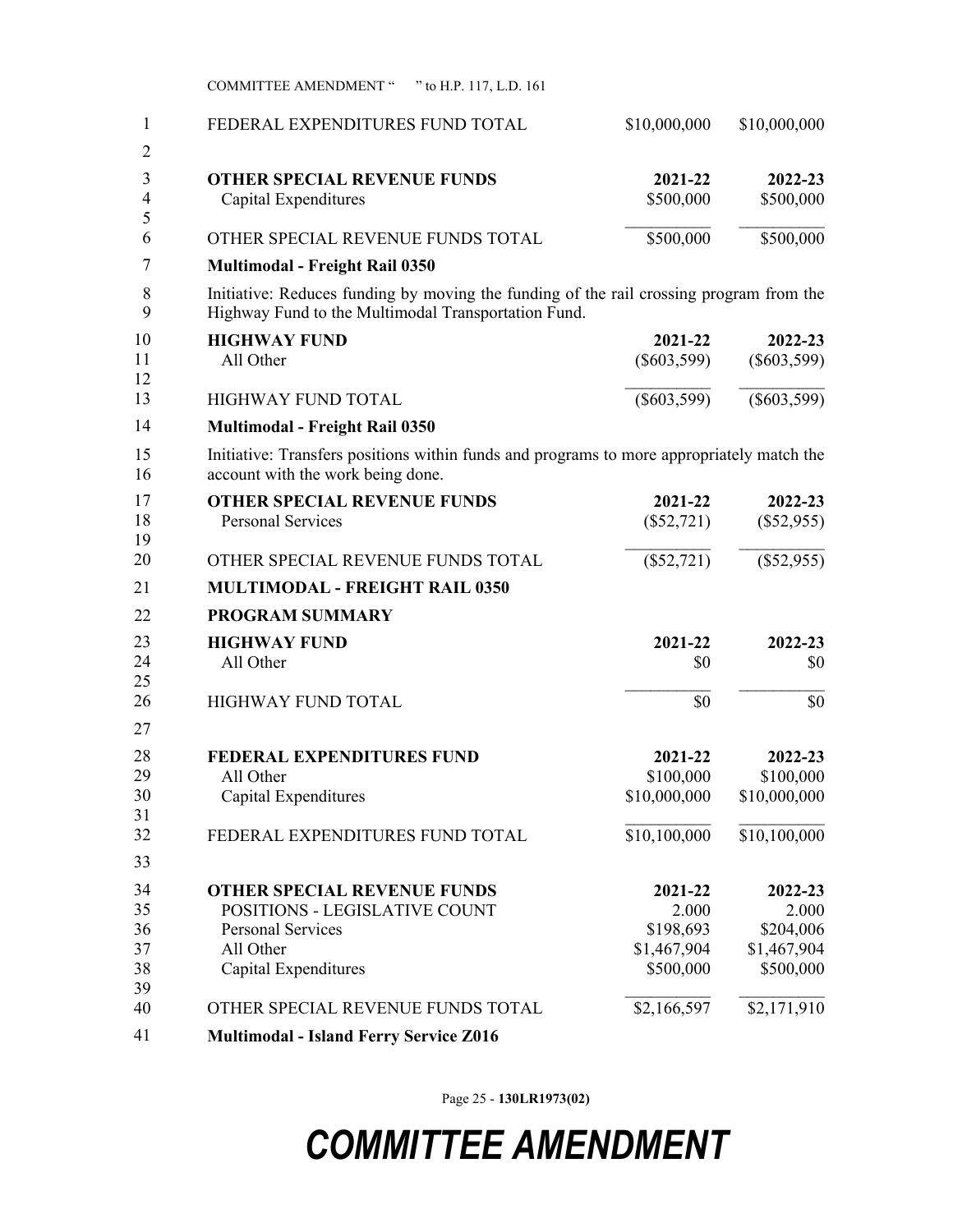| | | |
|---|---|---|
| FEDERAL EXPENDITURES FUND TOTAL | $10,000,000 | $10,000,000 |

| **OTHER SPECIAL REVENUE FUNDS** | **2021-22** | **2022-23** |
|---|---|---|
| Capital Expenditures | $500,000 | $500,000 |
| OTHER SPECIAL REVENUE FUNDS TOTAL | $500,000 | $500,000 |

**Multimodal - Freight Rail 0350**

Initiative: Reduces funding by moving the funding of the rail crossing program from the Highway Fund to the Multimodal Transportation Fund.

| **HIGHWAY FUND** | **2021-22** | **2022-23** |
|---|---|---|
| All Other | ($603,599) | ($603,599) |
| HIGHWAY FUND TOTAL | ($603,599) | ($603,599) |

**Multimodal - Freight Rail 0350**

Initiative: Transfers positions within funds and programs to more appropriately match the account with the work being done.

| **OTHER SPECIAL REVENUE FUNDS** | **2021-22** | **2022-23** |
|---|---|---|
| Personal Services | ($52,721) | ($52,955) |
| OTHER SPECIAL REVENUE FUNDS TOTAL | ($52,721) | ($52,955) |

**MULTIMODAL - FREIGHT RAIL 0350**

**PROGRAM SUMMARY**

| **HIGHWAY FUND** | **2021-22** | **2022-23** |
|---|---|---|
| All Other | $0 | $0 |
| HIGHWAY FUND TOTAL | $0 | $0 |

| **FEDERAL EXPENDITURES FUND** | **2021-22** | **2022-23** |
|---|---|---|
| All Other | $100,000 | $100,000 |
| Capital Expenditures | $10,000,000 | $10,000,000 |
| FEDERAL EXPENDITURES FUND TOTAL | $10,100,000 | $10,100,000 |

| **OTHER SPECIAL REVENUE FUNDS** | **2021-22** | **2022-23** |
|---|---|---|
| POSITIONS - LEGISLATIVE COUNT | 2.000 | 2.000 |
| Personal Services | $198,693 | $204,006 |
| All Other | $1,467,904 | $1,467,904 |
| Capital Expenditures | $500,000 | $500,000 |
| OTHER SPECIAL REVENUE FUNDS TOTAL | $2,166,597 | $2,171,910 |

**Multimodal - Island Ferry Service Z016**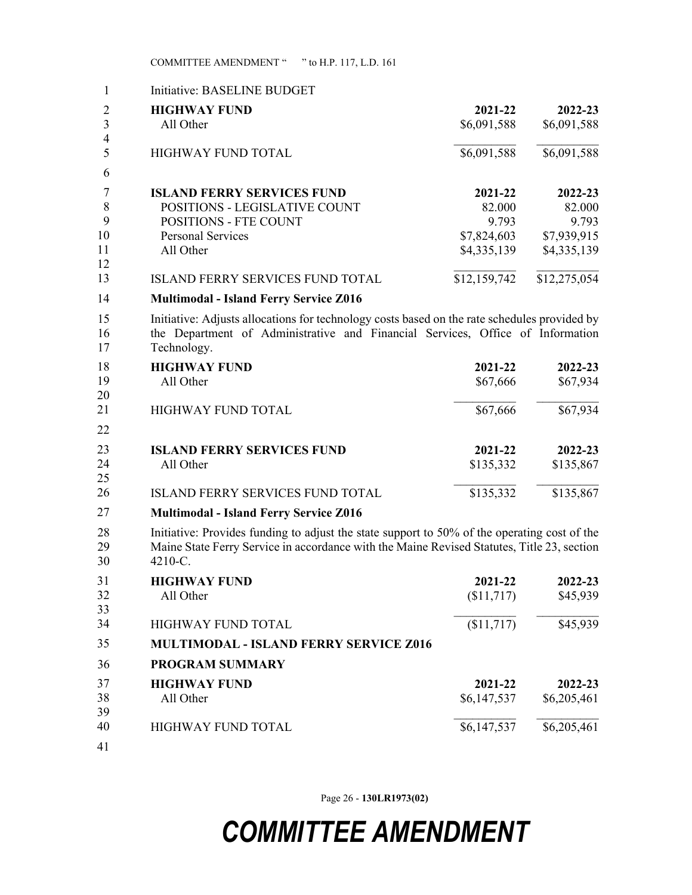Initiative: BASELINE BUDGET

| HIGHWAY FUND | 2021-22 | 2022-23 |
|---|---|---|
| All Other | $6,091,588 | $6,091,588 |
| HIGHWAY FUND TOTAL | $6,091,588 | $6,091,588 |

| ISLAND FERRY SERVICES FUND | 2021-22 | 2022-23 |
|---|---|---|
| POSITIONS - LEGISLATIVE COUNT | 82.000 | 82.000 |
| POSITIONS - FTE COUNT | 9.793 | 9.793 |
| Personal Services | $7,824,603 | $7,939,915 |
| All Other | $4,335,139 | $4,335,139 |
| ISLAND FERRY SERVICES FUND TOTAL | $12,159,742 | $12,275,054 |

**Multimodal - Island Ferry Service Z016**

Initiative: Adjusts allocations for technology costs based on the rate schedules provided by the Department of Administrative and Financial Services, Office of Information Technology.

| HIGHWAY FUND | 2021-22 | 2022-23 |
|---|---|---|
| All Other | $67,666 | $67,934 |
| HIGHWAY FUND TOTAL | $67,666 | $67,934 |

| ISLAND FERRY SERVICES FUND | 2021-22 | 2022-23 |
|---|---|---|
| All Other | $135,332 | $135,867 |
| ISLAND FERRY SERVICES FUND TOTAL | $135,332 | $135,867 |

**Multimodal - Island Ferry Service Z016**

Initiative: Provides funding to adjust the state support to 50% of the operating cost of the Maine State Ferry Service in accordance with the Maine Revised Statutes, Title 23, section 4210-C.

| HIGHWAY FUND | 2021-22 | 2022-23 |
|---|---|---|
| All Other | ($11,717) | $45,939 |
| HIGHWAY FUND TOTAL | ($11,717) | $45,939 |

**MULTIMODAL - ISLAND FERRY SERVICE Z016**

**PROGRAM SUMMARY**

| HIGHWAY FUND | 2021-22 | 2022-23 |
|---|---|---|
| All Other | $6,147,537 | $6,205,461 |
| HIGHWAY FUND TOTAL | $6,147,537 | $6,205,461 |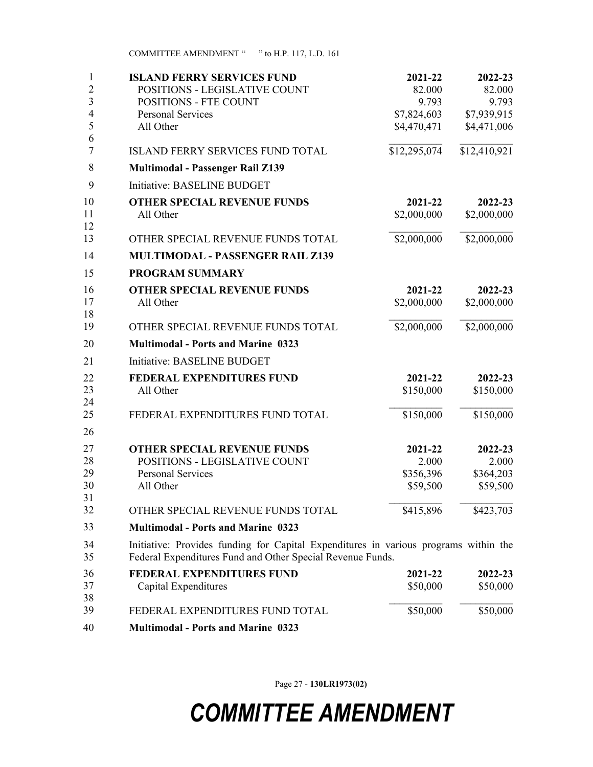| ISLAND FERRY SERVICES FUND | 2021-22 | 2022-23 |
|---|---|---|
| POSITIONS - LEGISLATIVE COUNT | 82.000 | 82.000 |
| POSITIONS - FTE COUNT | 9.793 | 9.793 |
| Personal Services | $7,824,603 | $7,939,915 |
| All Other | $4,470,471 | $4,471,006 |
| ISLAND FERRY SERVICES FUND TOTAL | $12,295,074 | $12,410,921 |

**Multimodal - Passenger Rail Z139**

Initiative: BASELINE BUDGET

| OTHER SPECIAL REVENUE FUNDS | 2021-22 | 2022-23 |
|---|---|---|
| All Other | $2,000,000 | $2,000,000 |
| OTHER SPECIAL REVENUE FUNDS TOTAL | $2,000,000 | $2,000,000 |

**MULTIMODAL - PASSENGER RAIL Z139**

**PROGRAM SUMMARY**

| OTHER SPECIAL REVENUE FUNDS | 2021-22 | 2022-23 |
|---|---|---|
| All Other | $2,000,000 | $2,000,000 |
| OTHER SPECIAL REVENUE FUNDS TOTAL | $2,000,000 | $2,000,000 |

**Multimodal - Ports and Marine 0323**

Initiative: BASELINE BUDGET

| FEDERAL EXPENDITURES FUND | 2021-22 | 2022-23 |
|---|---|---|
| All Other | $150,000 | $150,000 |
| FEDERAL EXPENDITURES FUND TOTAL | $150,000 | $150,000 |

| OTHER SPECIAL REVENUE FUNDS | 2021-22 | 2022-23 |
|---|---|---|
| POSITIONS - LEGISLATIVE COUNT | 2.000 | 2.000 |
| Personal Services | $356,396 | $364,203 |
| All Other | $59,500 | $59,500 |
| OTHER SPECIAL REVENUE FUNDS TOTAL | $415,896 | $423,703 |

**Multimodal - Ports and Marine 0323**

Initiative: Provides funding for Capital Expenditures in various programs within the Federal Expenditures Fund and Other Special Revenue Funds.

| FEDERAL EXPENDITURES FUND | 2021-22 | 2022-23 |
|---|---|---|
| Capital Expenditures | $50,000 | $50,000 |
| FEDERAL EXPENDITURES FUND TOTAL | $50,000 | $50,000 |

**Multimodal - Ports and Marine 0323**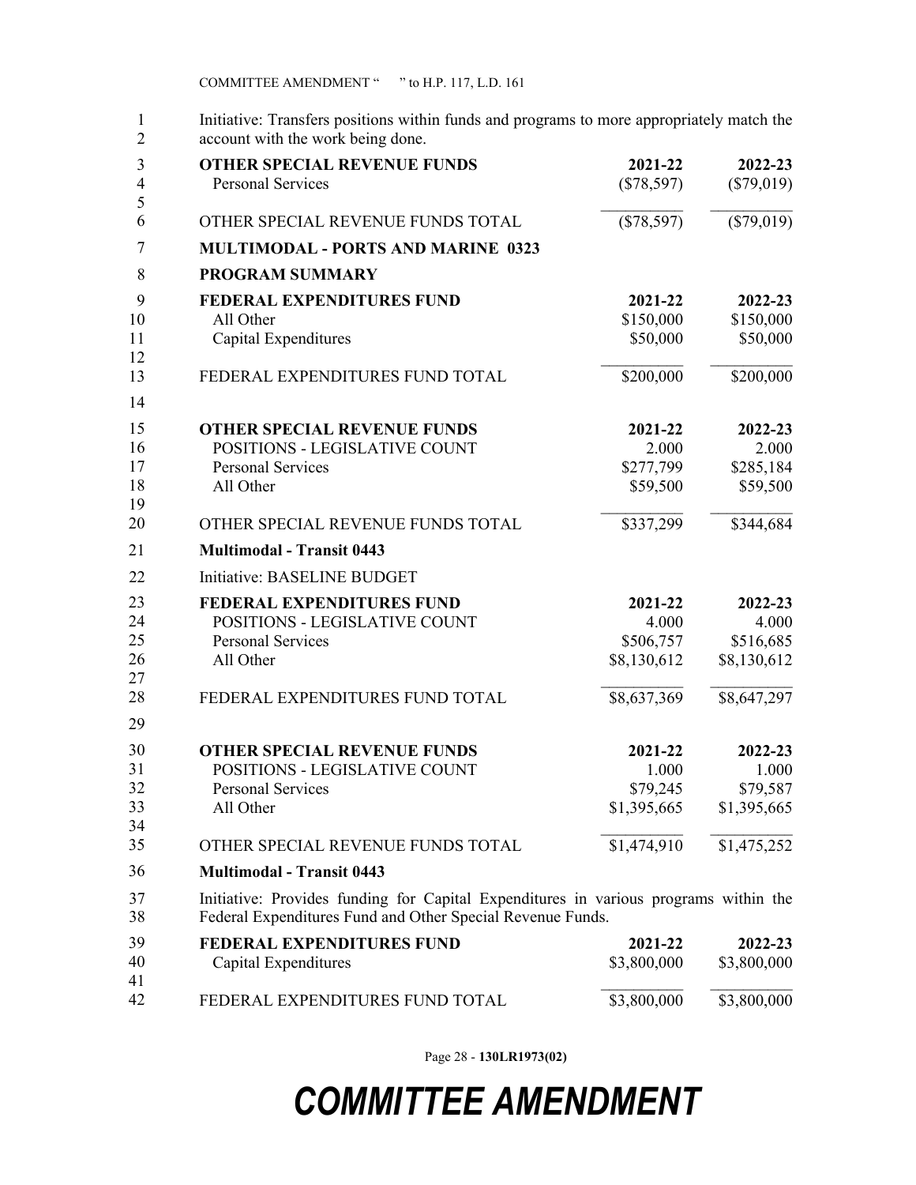Initiative: Transfers positions within funds and programs to more appropriately match the account with the work being done.

| OTHER SPECIAL REVENUE FUNDS | 2021-22 | 2022-23 |
|---|---|---|
| Personal Services | ($78,597) | ($79,019) |
| OTHER SPECIAL REVENUE FUNDS TOTAL | ($78,597) | ($79,019) |

**MULTIMODAL - PORTS AND MARINE 0323**

**PROGRAM SUMMARY**

| FEDERAL EXPENDITURES FUND | 2021-22 | 2022-23 |
|---|---|---|
| All Other | $150,000 | $150,000 |
| Capital Expenditures | $50,000 | $50,000 |
| FEDERAL EXPENDITURES FUND TOTAL | $200,000 | $200,000 |

| OTHER SPECIAL REVENUE FUNDS | 2021-22 | 2022-23 |
|---|---|---|
| POSITIONS - LEGISLATIVE COUNT | 2.000 | 2.000 |
| Personal Services | $277,799 | $285,184 |
| All Other | $59,500 | $59,500 |
| OTHER SPECIAL REVENUE FUNDS TOTAL | $337,299 | $344,684 |

**Multimodal - Transit 0443**

Initiative: BASELINE BUDGET

| FEDERAL EXPENDITURES FUND | 2021-22 | 2022-23 |
|---|---|---|
| POSITIONS - LEGISLATIVE COUNT | 4.000 | 4.000 |
| Personal Services | $506,757 | $516,685 |
| All Other | $8,130,612 | $8,130,612 |
| FEDERAL EXPENDITURES FUND TOTAL | $8,637,369 | $8,647,297 |

| OTHER SPECIAL REVENUE FUNDS | 2021-22 | 2022-23 |
|---|---|---|
| POSITIONS - LEGISLATIVE COUNT | 1.000 | 1.000 |
| Personal Services | $79,245 | $79,587 |
| All Other | $1,395,665 | $1,395,665 |
| OTHER SPECIAL REVENUE FUNDS TOTAL | $1,474,910 | $1,475,252 |

**Multimodal - Transit 0443**

Initiative: Provides funding for Capital Expenditures in various programs within the Federal Expenditures Fund and Other Special Revenue Funds.

| FEDERAL EXPENDITURES FUND | 2021-22 | 2022-23 |
|---|---|---|
| Capital Expenditures | $3,800,000 | $3,800,000 |
| FEDERAL EXPENDITURES FUND TOTAL | $3,800,000 | $3,800,000 |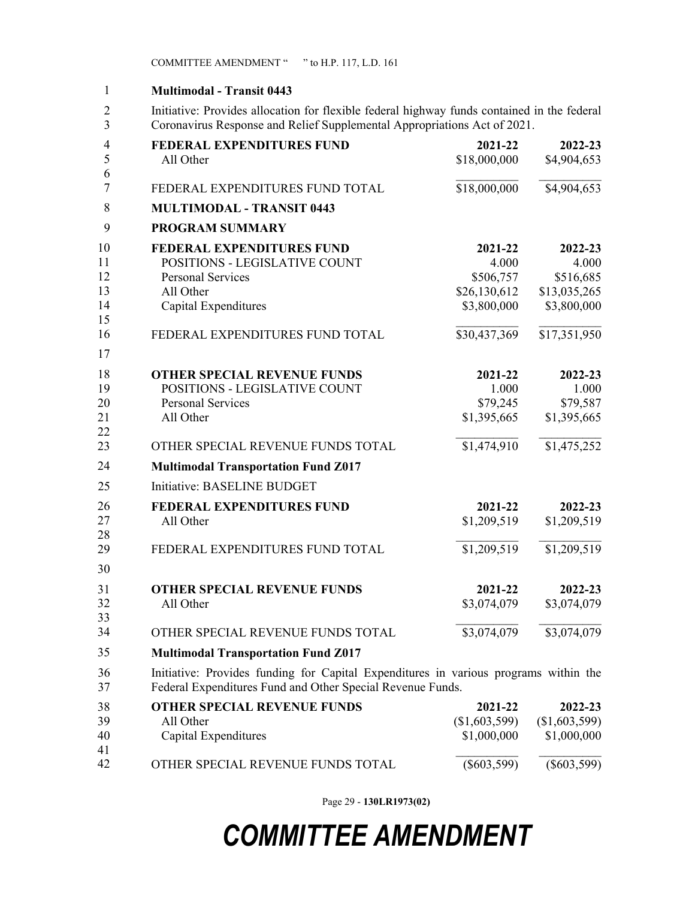**Multimodal - Transit 0443**

Initiative: Provides allocation for flexible federal highway funds contained in the federal Coronavirus Response and Relief Supplemental Appropriations Act of 2021.

| FEDERAL EXPENDITURES FUND | 2021-22 | 2022-23 |
|---|---|---|
| All Other | $18,000,000 | $4,904,653 |
| FEDERAL EXPENDITURES FUND TOTAL | $18,000,000 | $4,904,653 |

**MULTIMODAL - TRANSIT 0443**

**PROGRAM SUMMARY**

| FEDERAL EXPENDITURES FUND | 2021-22 | 2022-23 |
|---|---|---|
| POSITIONS - LEGISLATIVE COUNT | 4.000 | 4.000 |
| Personal Services | $506,757 | $516,685 |
| All Other | $26,130,612 | $13,035,265 |
| Capital Expenditures | $3,800,000 | $3,800,000 |
| FEDERAL EXPENDITURES FUND TOTAL | $30,437,369 | $17,351,950 |

| OTHER SPECIAL REVENUE FUNDS | 2021-22 | 2022-23 |
|---|---|---|
| POSITIONS - LEGISLATIVE COUNT | 1.000 | 1.000 |
| Personal Services | $79,245 | $79,587 |
| All Other | $1,395,665 | $1,395,665 |
| OTHER SPECIAL REVENUE FUNDS TOTAL | $1,474,910 | $1,475,252 |

**Multimodal Transportation Fund Z017**

Initiative: BASELINE BUDGET

| FEDERAL EXPENDITURES FUND | 2021-22 | 2022-23 |
|---|---|---|
| All Other | $1,209,519 | $1,209,519 |
| FEDERAL EXPENDITURES FUND TOTAL | $1,209,519 | $1,209,519 |

| OTHER SPECIAL REVENUE FUNDS | 2021-22 | 2022-23 |
|---|---|---|
| All Other | $3,074,079 | $3,074,079 |
| OTHER SPECIAL REVENUE FUNDS TOTAL | $3,074,079 | $3,074,079 |

**Multimodal Transportation Fund Z017**

Initiative: Provides funding for Capital Expenditures in various programs within the Federal Expenditures Fund and Other Special Revenue Funds.

| OTHER SPECIAL REVENUE FUNDS | 2021-22 | 2022-23 |
|---|---|---|
| All Other | ($1,603,599) | ($1,603,599) |
| Capital Expenditures | $1,000,000 | $1,000,000 |
| OTHER SPECIAL REVENUE FUNDS TOTAL | ($603,599) | ($603,599) |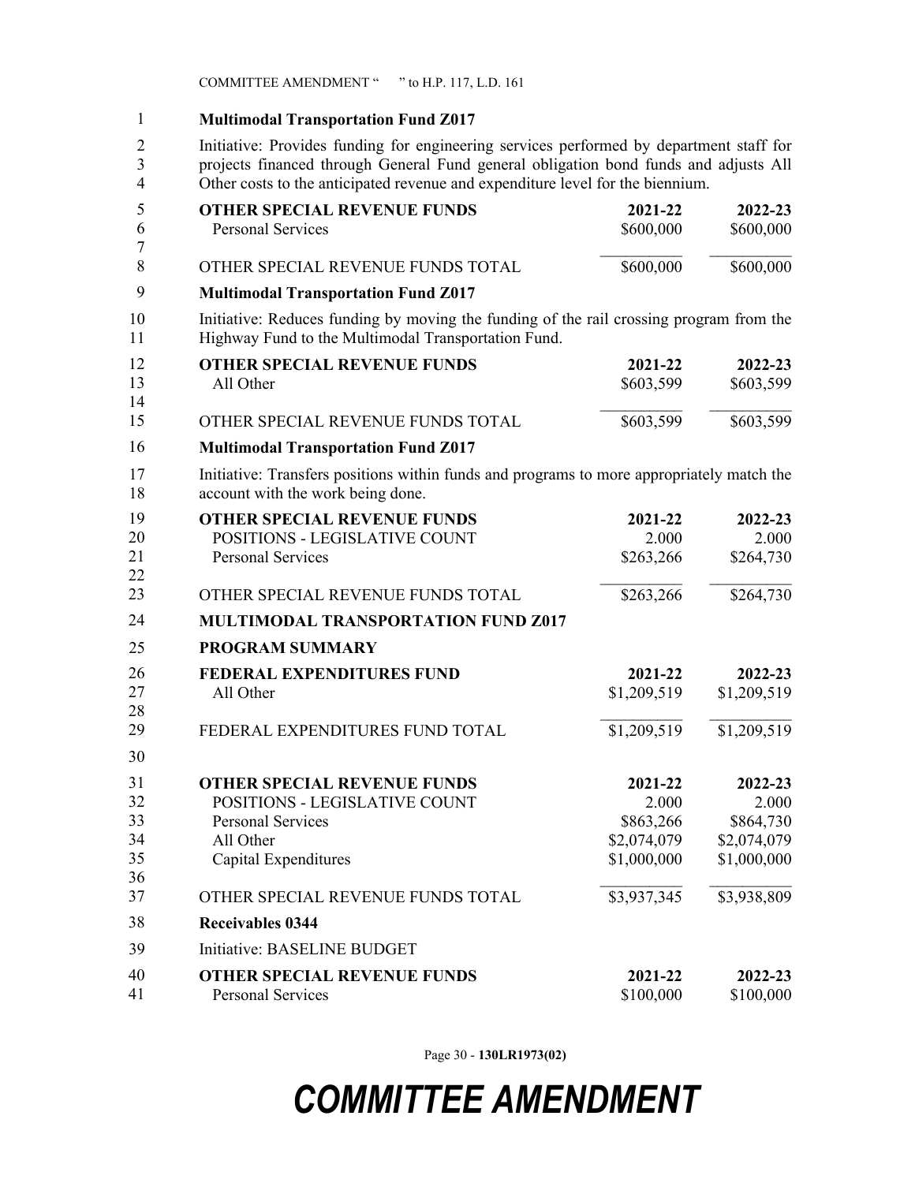**Multimodal Transportation Fund Z017**

Initiative: Provides funding for engineering services performed by department staff for projects financed through General Fund general obligation bond funds and adjusts All Other costs to the anticipated revenue and expenditure level for the biennium.

| **OTHER SPECIAL REVENUE FUNDS** | **2021-22** | **2022-23** |
|---|---|---|
| Personal Services | $600,000 | $600,000 |
| OTHER SPECIAL REVENUE FUNDS TOTAL | $600,000 | $600,000 |

**Multimodal Transportation Fund Z017**

Initiative: Reduces funding by moving the funding of the rail crossing program from the Highway Fund to the Multimodal Transportation Fund.

| **OTHER SPECIAL REVENUE FUNDS** | **2021-22** | **2022-23** |
|---|---|---|
| All Other | $603,599 | $603,599 |
| OTHER SPECIAL REVENUE FUNDS TOTAL | $603,599 | $603,599 |

**Multimodal Transportation Fund Z017**

Initiative: Transfers positions within funds and programs to more appropriately match the account with the work being done.

| **OTHER SPECIAL REVENUE FUNDS** | **2021-22** | **2022-23** |
|---|---|---|
| POSITIONS - LEGISLATIVE COUNT | 2.000 | 2.000 |
| Personal Services | $263,266 | $264,730 |
| OTHER SPECIAL REVENUE FUNDS TOTAL | $263,266 | $264,730 |

**MULTIMODAL TRANSPORTATION FUND Z017**

**PROGRAM SUMMARY**

| **FEDERAL EXPENDITURES FUND** | **2021-22** | **2022-23** |
|---|---|---|
| All Other | $1,209,519 | $1,209,519 |
| FEDERAL EXPENDITURES FUND TOTAL | $1,209,519 | $1,209,519 |

| **OTHER SPECIAL REVENUE FUNDS** | **2021-22** | **2022-23** |
|---|---|---|
| POSITIONS - LEGISLATIVE COUNT | 2.000 | 2.000 |
| Personal Services | $863,266 | $864,730 |
| All Other | $2,074,079 | $2,074,079 |
| Capital Expenditures | $1,000,000 | $1,000,000 |
| OTHER SPECIAL REVENUE FUNDS TOTAL | $3,937,345 | $3,938,809 |

**Receivables 0344**

Initiative: BASELINE BUDGET

| **OTHER SPECIAL REVENUE FUNDS** | **2021-22** | **2022-23** |
|---|---|---|
| Personal Services | $100,000 | $100,000 |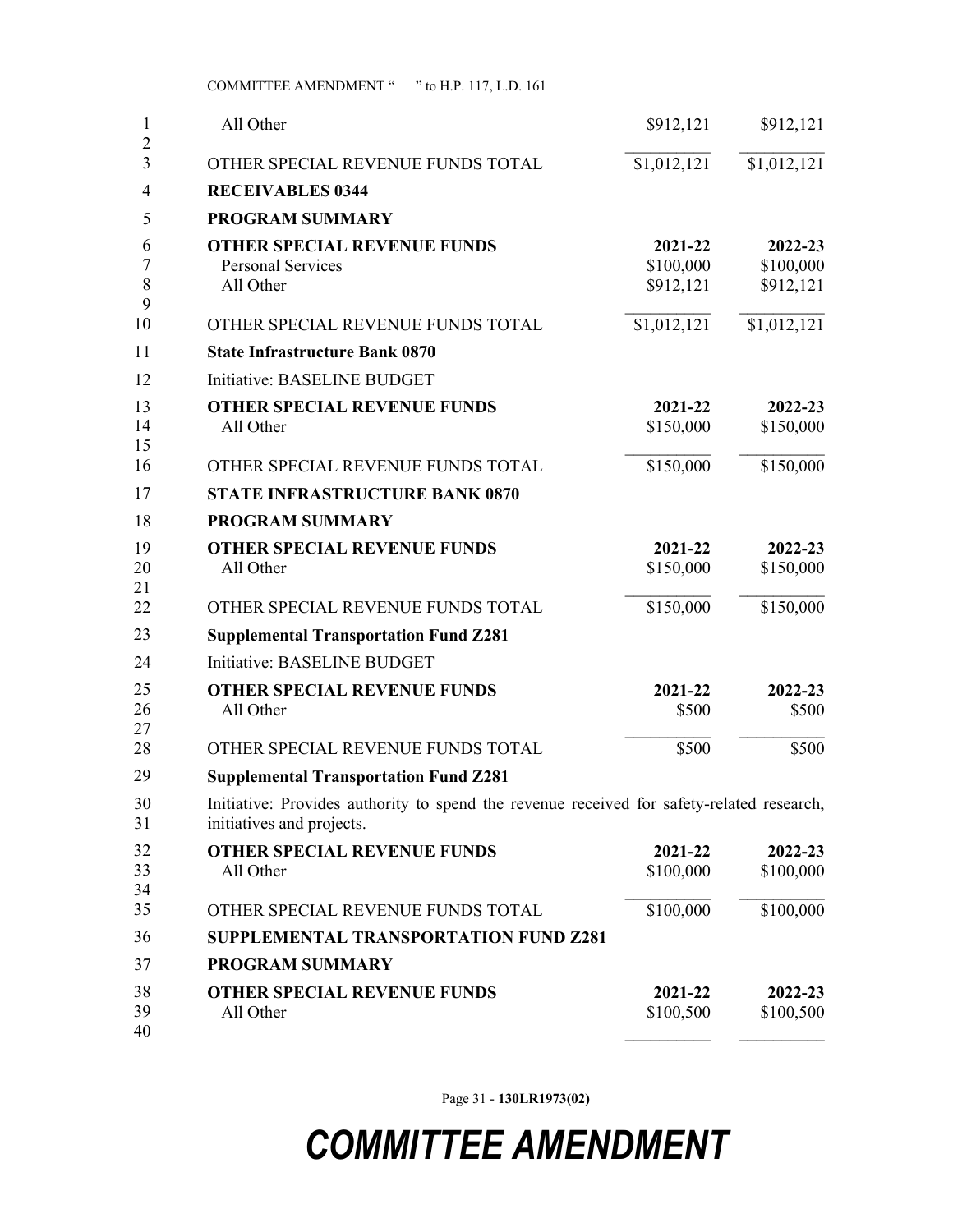| | | |
|---|---|---|
| All Other | $912,121 | $912,121 |
| OTHER SPECIAL REVENUE FUNDS TOTAL | $1,012,121 | $1,012,121 |

**RECEIVABLES 0344**

**PROGRAM SUMMARY**

| **OTHER SPECIAL REVENUE FUNDS** | **2021-22** | **2022-23** |
|---|---|---|
| Personal Services | $100,000 | $100,000 |
| All Other | $912,121 | $912,121 |
| OTHER SPECIAL REVENUE FUNDS TOTAL | $1,012,121 | $1,012,121 |

**State Infrastructure Bank 0870**

Initiative: BASELINE BUDGET

| **OTHER SPECIAL REVENUE FUNDS** | **2021-22** | **2022-23** |
|---|---|---|
| All Other | $150,000 | $150,000 |
| OTHER SPECIAL REVENUE FUNDS TOTAL | $150,000 | $150,000 |

**STATE INFRASTRUCTURE BANK 0870**

**PROGRAM SUMMARY**

| **OTHER SPECIAL REVENUE FUNDS** | **2021-22** | **2022-23** |
|---|---|---|
| All Other | $150,000 | $150,000 |
| OTHER SPECIAL REVENUE FUNDS TOTAL | $150,000 | $150,000 |

**Supplemental Transportation Fund Z281**

Initiative: BASELINE BUDGET

| **OTHER SPECIAL REVENUE FUNDS** | **2021-22** | **2022-23** |
|---|---|---|
| All Other | $500 | $500 |
| OTHER SPECIAL REVENUE FUNDS TOTAL | $500 | $500 |

**Supplemental Transportation Fund Z281**

Initiative: Provides authority to spend the revenue received for safety-related research, initiatives and projects.

| **OTHER SPECIAL REVENUE FUNDS** | **2021-22** | **2022-23** |
|---|---|---|
| All Other | $100,000 | $100,000 |
| OTHER SPECIAL REVENUE FUNDS TOTAL | $100,000 | $100,000 |

**SUPPLEMENTAL TRANSPORTATION FUND Z281**

**PROGRAM SUMMARY**

| **OTHER SPECIAL REVENUE FUNDS** | **2021-22** | **2022-23** |
|---|---|---|
| All Other | $100,500 | $100,500 |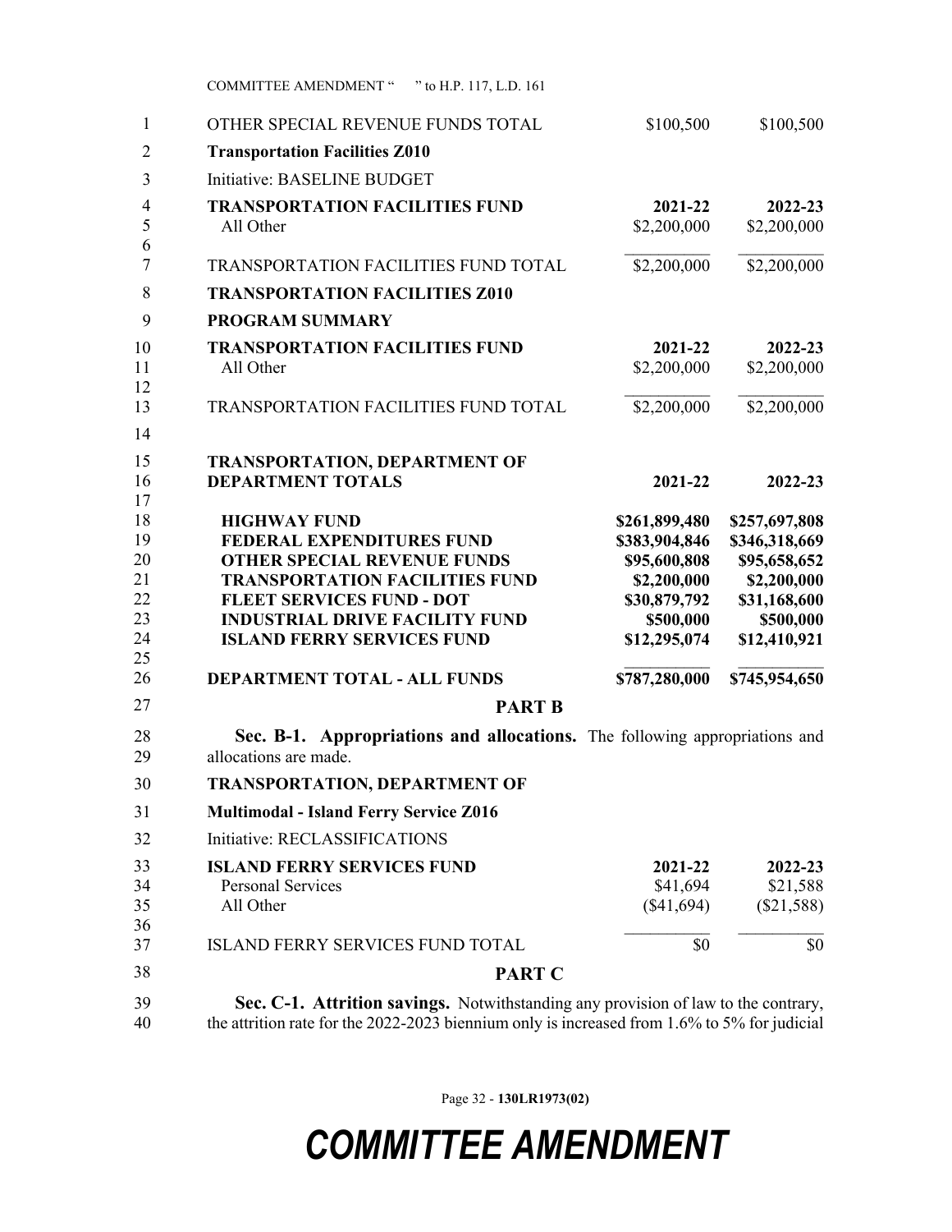| | | |
|---|---|---|
| OTHER SPECIAL REVENUE FUNDS TOTAL | $100,500 | $100,500 |

**Transportation Facilities Z010**

Initiative: BASELINE BUDGET

| **TRANSPORTATION FACILITIES FUND** | **2021-22** | **2022-23** |
|---|---|---|
| All Other | $2,200,000 | $2,200,000 |
| TRANSPORTATION FACILITIES FUND TOTAL | $2,200,000 | $2,200,000 |

**TRANSPORTATION FACILITIES Z010**

**PROGRAM SUMMARY**

| **TRANSPORTATION FACILITIES FUND** | **2021-22** | **2022-23** |
|---|---|---|
| All Other | $2,200,000 | $2,200,000 |
| TRANSPORTATION FACILITIES FUND TOTAL | $2,200,000 | $2,200,000 |

| **TRANSPORTATION, DEPARTMENT OF DEPARTMENT TOTALS** | **2021-22** | **2022-23** |
|---|---|---|
| **HIGHWAY FUND** | **$261,899,480** | **$257,697,808** |
| **FEDERAL EXPENDITURES FUND** | **$383,904,846** | **$346,318,669** |
| **OTHER SPECIAL REVENUE FUNDS** | **$95,600,808** | **$95,658,652** |
| **TRANSPORTATION FACILITIES FUND** | **$2,200,000** | **$2,200,000** |
| **FLEET SERVICES FUND - DOT** | **$30,879,792** | **$31,168,600** |
| **INDUSTRIAL DRIVE FACILITY FUND** | **$500,000** | **$500,000** |
| **ISLAND FERRY SERVICES FUND** | **$12,295,074** | **$12,410,921** |
| **DEPARTMENT TOTAL - ALL FUNDS** | **$787,280,000** | **$745,954,650** |

## PART B

**Sec. B-1. Appropriations and allocations.** The following appropriations and allocations are made.

**TRANSPORTATION, DEPARTMENT OF**

**Multimodal - Island Ferry Service Z016**

Initiative: RECLASSIFICATIONS

| **ISLAND FERRY SERVICES FUND** | **2021-22** | **2022-23** |
|---|---|---|
| Personal Services | $41,694 | $21,588 |
| All Other | ($41,694) | ($21,588) |
| ISLAND FERRY SERVICES FUND TOTAL | $0 | $0 |

## PART C

**Sec. C-1. Attrition savings.** Notwithstanding any provision of law to the contrary, the attrition rate for the 2022-2023 biennium only is increased from 1.6% to 5% for judicial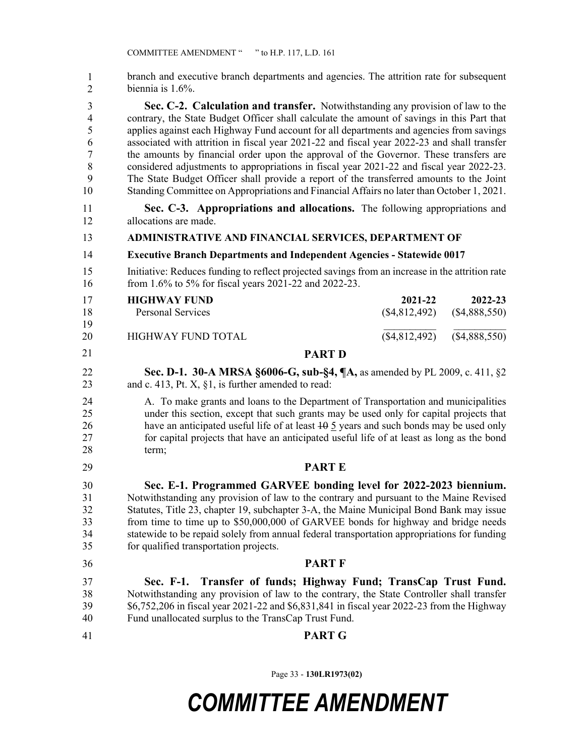branch and executive branch departments and agencies. The attrition rate for subsequent biennia is 1.6%.

**Sec. C-2. Calculation and transfer.** Notwithstanding any provision of law to the contrary, the State Budget Officer shall calculate the amount of savings in this Part that applies against each Highway Fund account for all departments and agencies from savings associated with attrition in fiscal year 2021-22 and fiscal year 2022-23 and shall transfer the amounts by financial order upon the approval of the Governor. These transfers are considered adjustments to appropriations in fiscal year 2021-22 and fiscal year 2022-23. The State Budget Officer shall provide a report of the transferred amounts to the Joint Standing Committee on Appropriations and Financial Affairs no later than October 1, 2021.

**Sec. C-3. Appropriations and allocations.** The following appropriations and allocations are made.

**ADMINISTRATIVE AND FINANCIAL SERVICES, DEPARTMENT OF**

**Executive Branch Departments and Independent Agencies - Statewide 0017**

Initiative: Reduces funding to reflect projected savings from an increase in the attrition rate from 1.6% to 5% for fiscal years 2021-22 and 2022-23.

| HIGHWAY FUND | 2021-22 | 2022-23 |
|---|---|---|
| Personal Services | ($4,812,492) | ($4,888,550) |
| HIGHWAY FUND TOTAL | ($4,812,492) | ($4,888,550) |

## PART D

**Sec. D-1. 30-A MRSA §6006-G, sub-§4, ¶A,** as amended by PL 2009, c. 411, §2 and c. 413, Pt. X, §1, is further amended to read:

A. To make grants and loans to the Department of Transportation and municipalities under this section, except that such grants may be used only for capital projects that have an anticipated useful life of at least ~~10~~ 5 years and such bonds may be used only for capital projects that have an anticipated useful life of at least as long as the bond term;

## PART E

**Sec. E-1. Programmed GARVEE bonding level for 2022-2023 biennium.** Notwithstanding any provision of law to the contrary and pursuant to the Maine Revised Statutes, Title 23, chapter 19, subchapter 3-A, the Maine Municipal Bond Bank may issue from time to time up to $50,000,000 of GARVEE bonds for highway and bridge needs statewide to be repaid solely from annual federal transportation appropriations for funding for qualified transportation projects.

## PART F

**Sec. F-1. Transfer of funds; Highway Fund; TransCap Trust Fund.** Notwithstanding any provision of law to the contrary, the State Controller shall transfer $6,752,206 in fiscal year 2021-22 and $6,831,841 in fiscal year 2022-23 from the Highway Fund unallocated surplus to the TransCap Trust Fund.

## PART G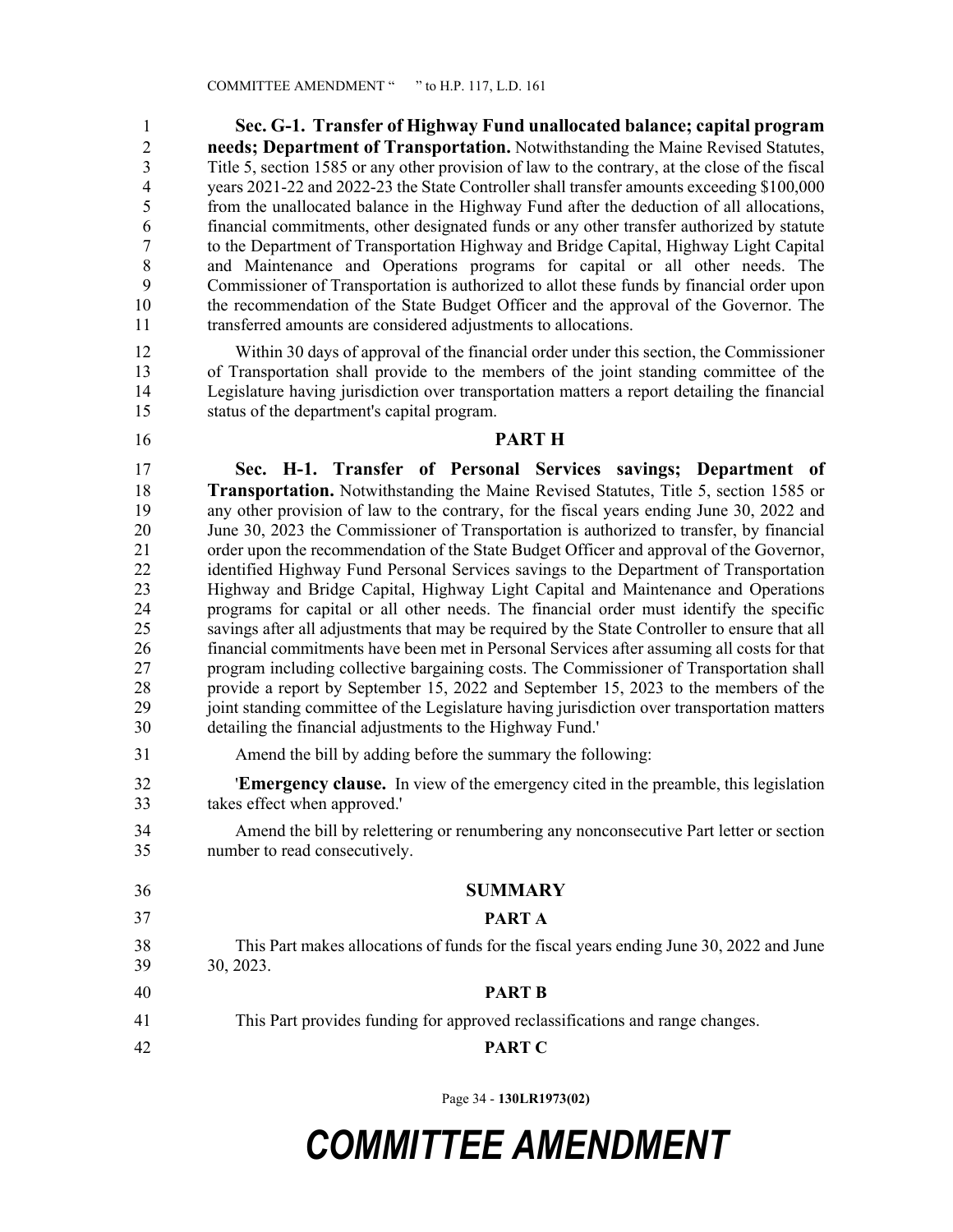**Sec. G-1. Transfer of Highway Fund unallocated balance; capital program needs; Department of Transportation.** Notwithstanding the Maine Revised Statutes, Title 5, section 1585 or any other provision of law to the contrary, at the close of the fiscal years 2021-22 and 2022-23 the State Controller shall transfer amounts exceeding $100,000 from the unallocated balance in the Highway Fund after the deduction of all allocations, financial commitments, other designated funds or any other transfer authorized by statute to the Department of Transportation Highway and Bridge Capital, Highway Light Capital and Maintenance and Operations programs for capital or all other needs. The Commissioner of Transportation is authorized to allot these funds by financial order upon the recommendation of the State Budget Officer and the approval of the Governor. The transferred amounts are considered adjustments to allocations.

Within 30 days of approval of the financial order under this section, the Commissioner of Transportation shall provide to the members of the joint standing committee of the Legislature having jurisdiction over transportation matters a report detailing the financial status of the department's capital program.

## PART H

**Sec. H-1. Transfer of Personal Services savings; Department of Transportation.** Notwithstanding the Maine Revised Statutes, Title 5, section 1585 or any other provision of law to the contrary, for the fiscal years ending June 30, 2022 and June 30, 2023 the Commissioner of Transportation is authorized to transfer, by financial order upon the recommendation of the State Budget Officer and approval of the Governor, identified Highway Fund Personal Services savings to the Department of Transportation Highway and Bridge Capital, Highway Light Capital and Maintenance and Operations programs for capital or all other needs. The financial order must identify the specific savings after all adjustments that may be required by the State Controller to ensure that all financial commitments have been met in Personal Services after assuming all costs for that program including collective bargaining costs. The Commissioner of Transportation shall provide a report by September 15, 2022 and September 15, 2023 to the members of the joint standing committee of the Legislature having jurisdiction over transportation matters detailing the financial adjustments to the Highway Fund.'

Amend the bill by adding before the summary the following:

'**Emergency clause.** In view of the emergency cited in the preamble, this legislation takes effect when approved.'

Amend the bill by relettering or renumbering any nonconsecutive Part letter or section number to read consecutively.

## SUMMARY

## PART A

This Part makes allocations of funds for the fiscal years ending June 30, 2022 and June 30, 2023.

## PART B

This Part provides funding for approved reclassifications and range changes.

## PART C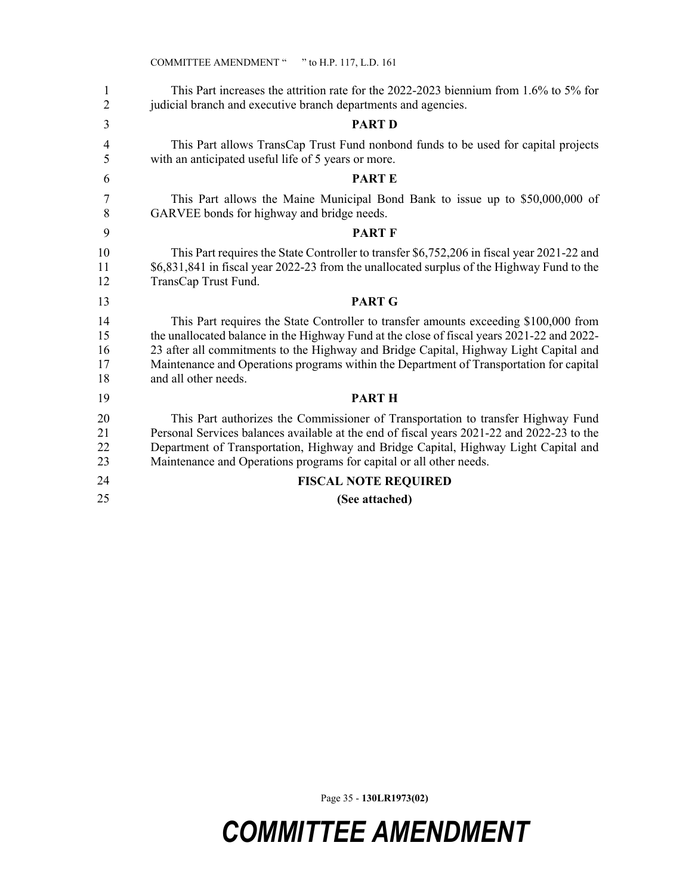This Part increases the attrition rate for the 2022-2023 biennium from 1.6% to 5% for judicial branch and executive branch departments and agencies.

**PART D**

This Part allows TransCap Trust Fund nonbond funds to be used for capital projects with an anticipated useful life of 5 years or more.

**PART E**

This Part allows the Maine Municipal Bond Bank to issue up to $50,000,000 of GARVEE bonds for highway and bridge needs.

**PART F**

This Part requires the State Controller to transfer $6,752,206 in fiscal year 2021-22 and $6,831,841 in fiscal year 2022-23 from the unallocated surplus of the Highway Fund to the TransCap Trust Fund.

**PART G**

This Part requires the State Controller to transfer amounts exceeding $100,000 from the unallocated balance in the Highway Fund at the close of fiscal years 2021-22 and 2022-23 after all commitments to the Highway and Bridge Capital, Highway Light Capital and Maintenance and Operations programs within the Department of Transportation for capital and all other needs.

**PART H**

This Part authorizes the Commissioner of Transportation to transfer Highway Fund Personal Services balances available at the end of fiscal years 2021-22 and 2022-23 to the Department of Transportation, Highway and Bridge Capital, Highway Light Capital and Maintenance and Operations programs for capital or all other needs.

**FISCAL NOTE REQUIRED**

**(See attached)**